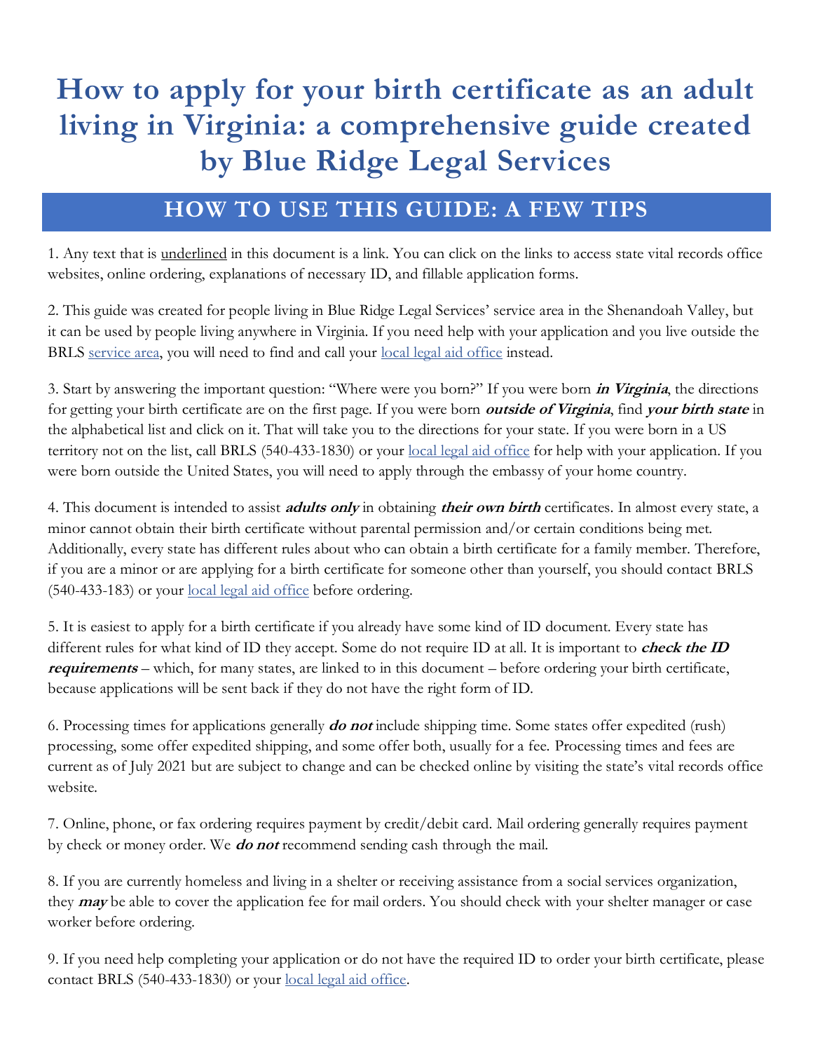# How to apply for your birth certificate as an adult living in Virginia: a comprehensive guide created by Blue Ridge Legal Services

## HOW TO USE THIS GUIDE: A FEW TIPS

1. Any text that is underlined in this document is a link. You can click on the links to access state vital records office websites, online ordering, explanations of necessary ID, and fillable application forms.

2. This guide was created for people living in Blue Ridge Legal Services' service area in the Shenandoah Valley, but it can be used by people living anywhere in Virginia. If you need help with your application and you live outside the BRLS service area, you will need to find and call your local legal aid office instead.

3. Start by answering the important question: "Where were you born?" If you were born ***in Virginia***, the directions for getting your birth certificate are on the first page. If you were born ***outside of Virginia***, find ***your birth state*** in the alphabetical list and click on it. That will take you to the directions for your state. If you were born in a US territory not on the list, call BRLS (540-433-1830) or your local legal aid office for help with your application. If you were born outside the United States, you will need to apply through the embassy of your home country.

4. This document is intended to assist ***adults only*** in obtaining ***their own birth*** certificates. In almost every state, a minor cannot obtain their birth certificate without parental permission and/or certain conditions being met. Additionally, every state has different rules about who can obtain a birth certificate for a family member. Therefore, if you are a minor or are applying for a birth certificate for someone other than yourself, you should contact BRLS (540-433-183) or your local legal aid office before ordering.

5. It is easiest to apply for a birth certificate if you already have some kind of ID document. Every state has different rules for what kind of ID they accept. Some do not require ID at all. It is important to ***check the ID requirements*** – which, for many states, are linked to in this document – before ordering your birth certificate, because applications will be sent back if they do not have the right form of ID.

6. Processing times for applications generally ***do not*** include shipping time. Some states offer expedited (rush) processing, some offer expedited shipping, and some offer both, usually for a fee. Processing times and fees are current as of July 2021 but are subject to change and can be checked online by visiting the state's vital records office website.

7. Online, phone, or fax ordering requires payment by credit/debit card. Mail ordering generally requires payment by check or money order. We ***do not*** recommend sending cash through the mail.

8. If you are currently homeless and living in a shelter or receiving assistance from a social services organization, they ***may*** be able to cover the application fee for mail orders. You should check with your shelter manager or case worker before ordering.

9. If you need help completing your application or do not have the required ID to order your birth certificate, please contact BRLS (540-433-1830) or your local legal aid office.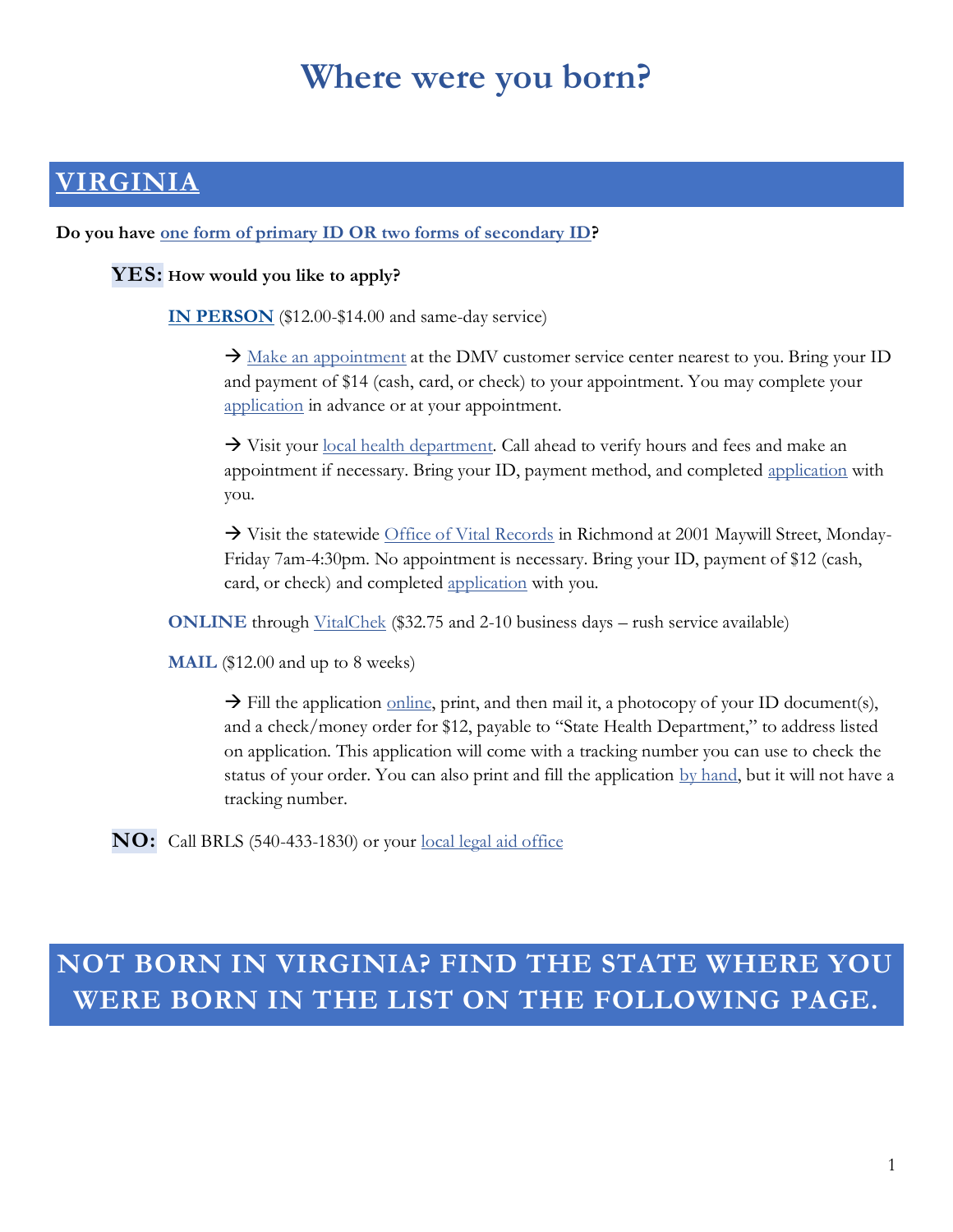# Where were you born?

## VIRGINIA

**Do you have one form of primary ID OR two forms of secondary ID?**

**YES:** **How would you like to apply?**

**IN PERSON** ($12.00-$14.00 and same-day service)

→ Make an appointment at the DMV customer service center nearest to you. Bring your ID and payment of $14 (cash, card, or check) to your appointment. You may complete your application in advance or at your appointment.

→ Visit your local health department. Call ahead to verify hours and fees and make an appointment if necessary. Bring your ID, payment method, and completed application with you.

→ Visit the statewide Office of Vital Records in Richmond at 2001 Maywill Street, Monday-Friday 7am-4:30pm. No appointment is necessary. Bring your ID, payment of $12 (cash, card, or check) and completed application with you.

**ONLINE** through VitalChek ($32.75 and 2-10 business days – rush service available)

**MAIL** ($12.00 and up to 8 weeks)

→ Fill the application online, print, and then mail it, a photocopy of your ID document(s), and a check/money order for $12, payable to "State Health Department," to address listed on application. This application will come with a tracking number you can use to check the status of your order. You can also print and fill the application by hand, but it will not have a tracking number.

**NO:** Call BRLS (540-433-1830) or your local legal aid office

## NOT BORN IN VIRGINIA? FIND THE STATE WHERE YOU WERE BORN IN THE LIST ON THE FOLLOWING PAGE.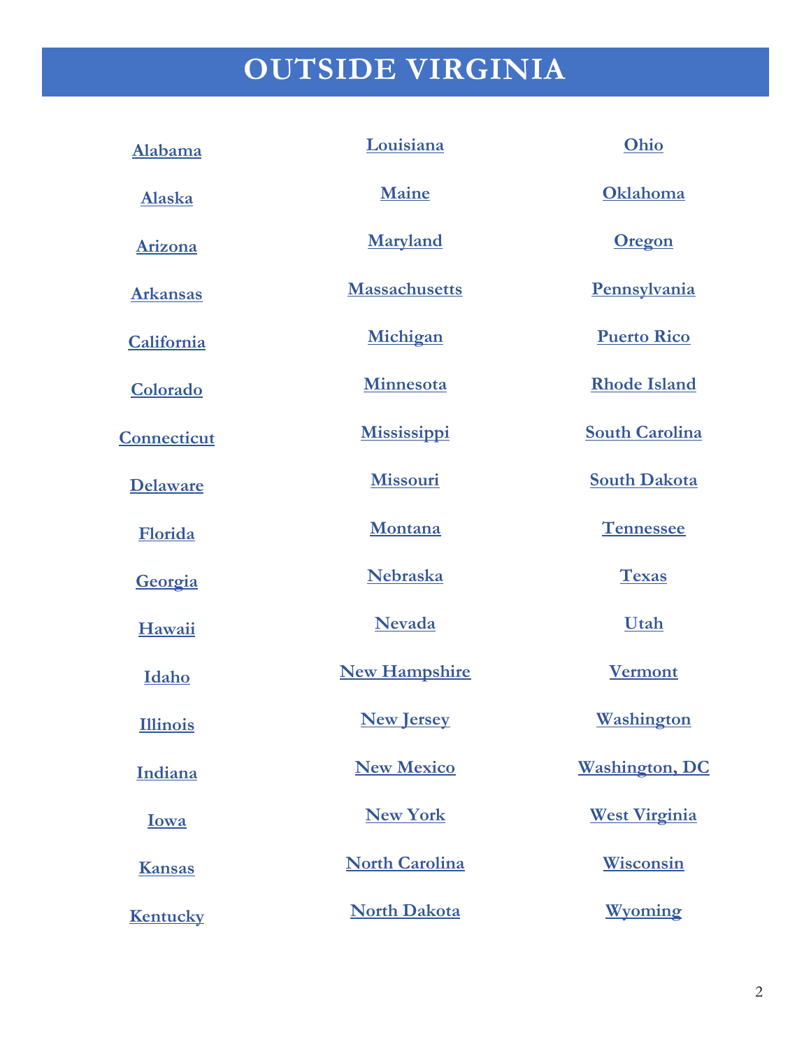# OUTSIDE VIRGINIA

- Alabama
- Alaska
- Arizona
- Arkansas
- California
- Colorado
- Connecticut
- Delaware
- Florida
- Georgia
- Hawaii
- Idaho
- Illinois
- Indiana
- Iowa
- Kansas
- Kentucky
- Louisiana
- Maine
- Maryland
- Massachusetts
- Michigan
- Minnesota
- Mississippi
- Missouri
- Montana
- Nebraska
- Nevada
- New Hampshire
- New Jersey
- New Mexico
- New York
- North Carolina
- North Dakota
- Ohio
- Oklahoma
- Oregon
- Pennsylvania
- Puerto Rico
- Rhode Island
- South Carolina
- South Dakota
- Tennessee
- Texas
- Utah
- Vermont
- Washington
- Washington, DC
- West Virginia
- Wisconsin
- Wyoming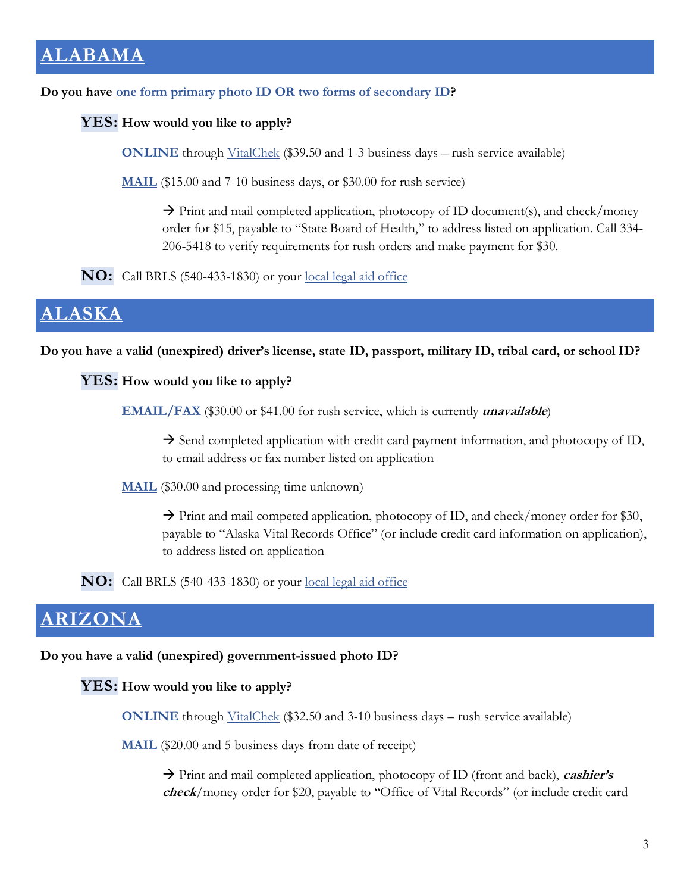## ALABAMA

**Do you have one form primary photo ID OR two forms of secondary ID?**

**YES: How would you like to apply?**

**ONLINE** through VitalChek ($39.50 and 1-3 business days – rush service available)

**MAIL** ($15.00 and 7-10 business days, or $30.00 for rush service)

→ Print and mail completed application, photocopy of ID document(s), and check/money order for $15, payable to "State Board of Health," to address listed on application. Call 334-206-5418 to verify requirements for rush orders and make payment for $30.

**NO:** Call BRLS (540-433-1830) or your local legal aid office

## ALASKA

**Do you have a valid (unexpired) driver's license, state ID, passport, military ID, tribal card, or school ID?**

**YES: How would you like to apply?**

**EMAIL/FAX** ($30.00 or $41.00 for rush service, which is currently ***unavailable***)

→ Send completed application with credit card payment information, and photocopy of ID, to email address or fax number listed on application

**MAIL** ($30.00 and processing time unknown)

→ Print and mail competed application, photocopy of ID, and check/money order for $30, payable to "Alaska Vital Records Office" (or include credit card information on application), to address listed on application

**NO:** Call BRLS (540-433-1830) or your local legal aid office

## ARIZONA

**Do you have a valid (unexpired) government-issued photo ID?**

**YES: How would you like to apply?**

**ONLINE** through VitalChek ($32.50 and 3-10 business days – rush service available)

**MAIL** ($20.00 and 5 business days from date of receipt)

→ Print and mail completed application, photocopy of ID (front and back), ***cashier's check***/money order for $20, payable to "Office of Vital Records" (or include credit card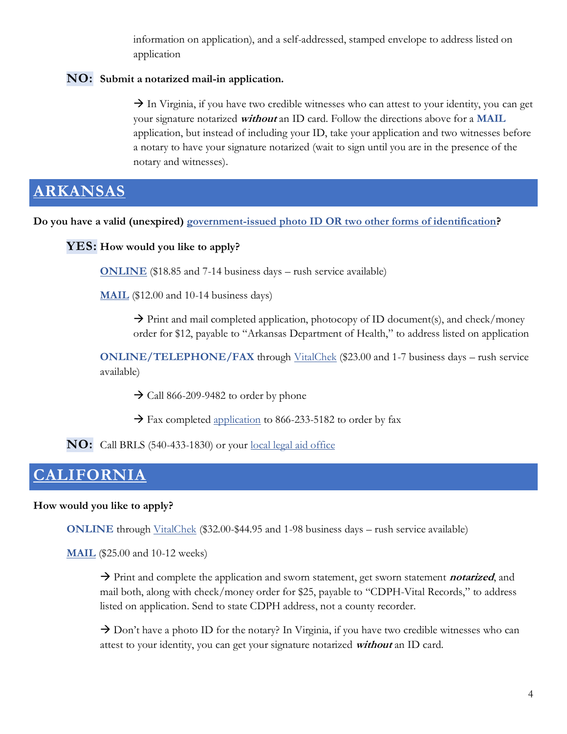information on application), and a self-addressed, stamped envelope to address listed on application

**NO:** **Submit a notarized mail-in application.**

→ In Virginia, if you have two credible witnesses who can attest to your identity, you can get your signature notarized ***without*** an ID card. Follow the directions above for a **MAIL** application, but instead of including your ID, take your application and two witnesses before a notary to have your signature notarized (wait to sign until you are in the presence of the notary and witnesses).

## ARKANSAS

**Do you have a valid (unexpired) government-issued photo ID OR two other forms of identification?**

**YES:** **How would you like to apply?**

**ONLINE** ($18.85 and 7-14 business days – rush service available)

**MAIL** ($12.00 and 10-14 business days)

→ Print and mail completed application, photocopy of ID document(s), and check/money order for $12, payable to "Arkansas Department of Health," to address listed on application

**ONLINE/TELEPHONE/FAX** through VitalChek ($23.00 and 1-7 business days – rush service available)

→ Call 866-209-9482 to order by phone

→ Fax completed application to 866-233-5182 to order by fax

**NO:** Call BRLS (540-433-1830) or your local legal aid office

## CALIFORNIA

**How would you like to apply?**

**ONLINE** through VitalChek ($32.00-$44.95 and 1-98 business days – rush service available)

**MAIL** ($25.00 and 10-12 weeks)

→ Print and complete the application and sworn statement, get sworn statement ***notarized***, and mail both, along with check/money order for $25, payable to "CDPH-Vital Records," to address listed on application. Send to state CDPH address, not a county recorder.

→ Don't have a photo ID for the notary? In Virginia, if you have two credible witnesses who can attest to your identity, you can get your signature notarized ***without*** an ID card.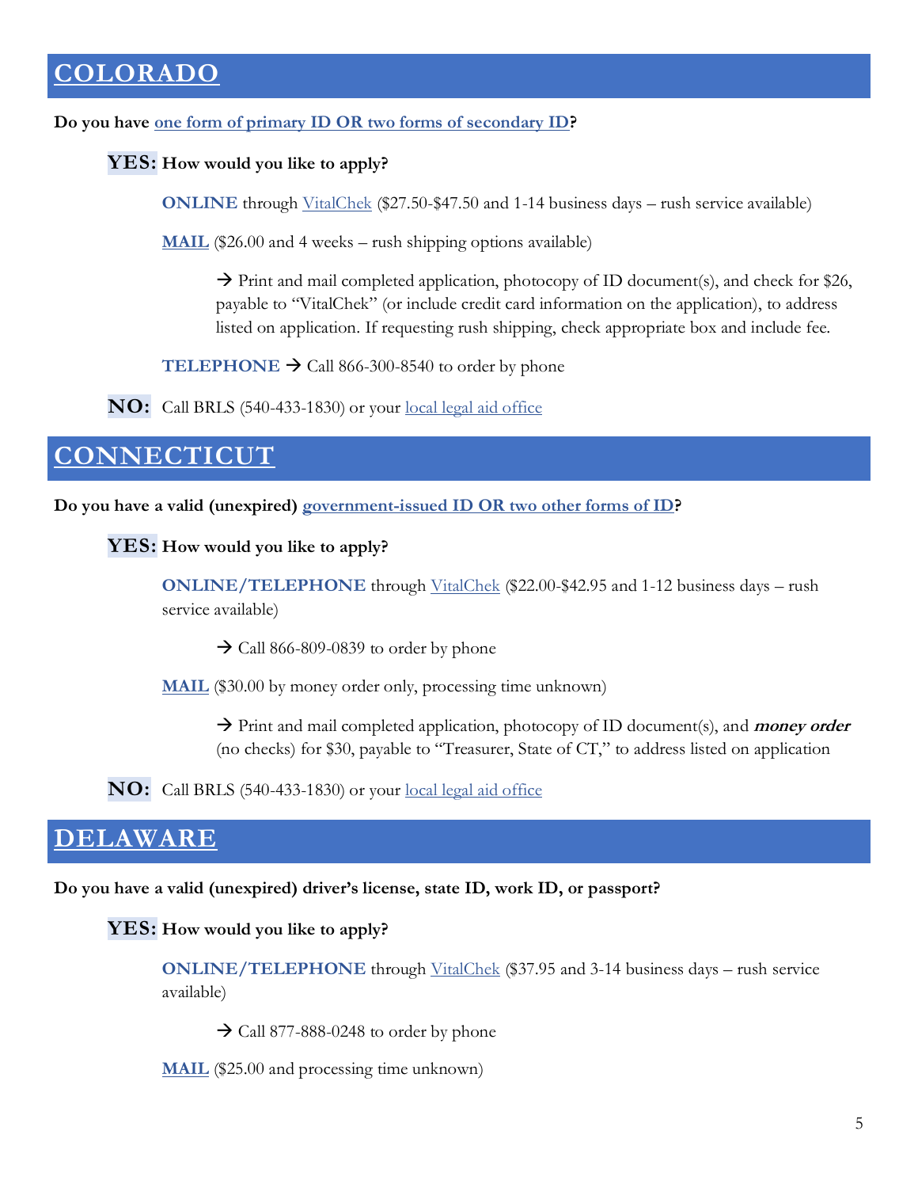## COLORADO

**Do you have one form of primary ID OR two forms of secondary ID?**

**YES: How would you like to apply?**

**ONLINE** through VitalChek ($27.50-$47.50 and 1-14 business days – rush service available)

**MAIL** ($26.00 and 4 weeks – rush shipping options available)

→ Print and mail completed application, photocopy of ID document(s), and check for $26, payable to "VitalChek" (or include credit card information on the application), to address listed on application. If requesting rush shipping, check appropriate box and include fee.

**TELEPHONE** → Call 866-300-8540 to order by phone

**NO:** Call BRLS (540-433-1830) or your local legal aid office

## CONNECTICUT

**Do you have a valid (unexpired) government-issued ID OR two other forms of ID?**

**YES: How would you like to apply?**

**ONLINE/TELEPHONE** through VitalChek ($22.00-$42.95 and 1-12 business days – rush service available)

→ Call 866-809-0839 to order by phone

**MAIL** ($30.00 by money order only, processing time unknown)

→ Print and mail completed application, photocopy of ID document(s), and ***money order*** (no checks) for $30, payable to "Treasurer, State of CT," to address listed on application

**NO:** Call BRLS (540-433-1830) or your local legal aid office

## DELAWARE

**Do you have a valid (unexpired) driver's license, state ID, work ID, or passport?**

**YES: How would you like to apply?**

**ONLINE/TELEPHONE** through VitalChek ($37.95 and 3-14 business days – rush service available)

→ Call 877-888-0248 to order by phone

**MAIL** ($25.00 and processing time unknown)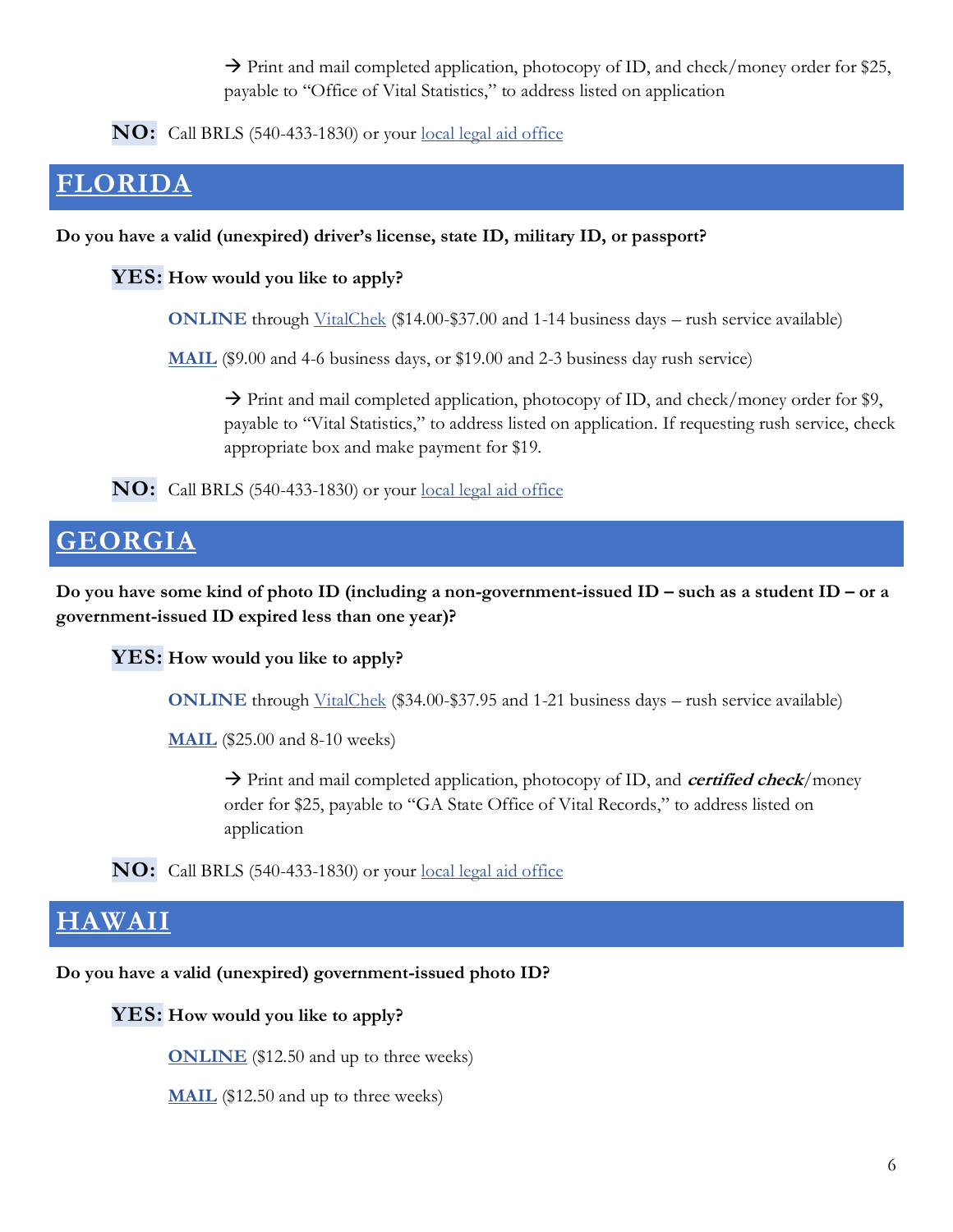→ Print and mail completed application, photocopy of ID, and check/money order for $25, payable to "Office of Vital Statistics," to address listed on application

**NO:** Call BRLS (540-433-1830) or your local legal aid office

## FLORIDA

**Do you have a valid (unexpired) driver's license, state ID, military ID, or passport?**

**YES: How would you like to apply?**

**ONLINE** through VitalChek ($14.00-$37.00 and 1-14 business days – rush service available)

**MAIL** ($9.00 and 4-6 business days, or $19.00 and 2-3 business day rush service)

→ Print and mail completed application, photocopy of ID, and check/money order for $9, payable to "Vital Statistics," to address listed on application. If requesting rush service, check appropriate box and make payment for $19.

**NO:** Call BRLS (540-433-1830) or your local legal aid office

## GEORGIA

**Do you have some kind of photo ID (including a non-government-issued ID – such as a student ID – or a government-issued ID expired less than one year)?**

**YES: How would you like to apply?**

**ONLINE** through VitalChek ($34.00-$37.95 and 1-21 business days – rush service available)

**MAIL** ($25.00 and 8-10 weeks)

→ Print and mail completed application, photocopy of ID, and ***certified check***/money order for $25, payable to "GA State Office of Vital Records," to address listed on application

**NO:** Call BRLS (540-433-1830) or your local legal aid office

## HAWAII

**Do you have a valid (unexpired) government-issued photo ID?**

**YES: How would you like to apply?**

**ONLINE** ($12.50 and up to three weeks)

**MAIL** ($12.50 and up to three weeks)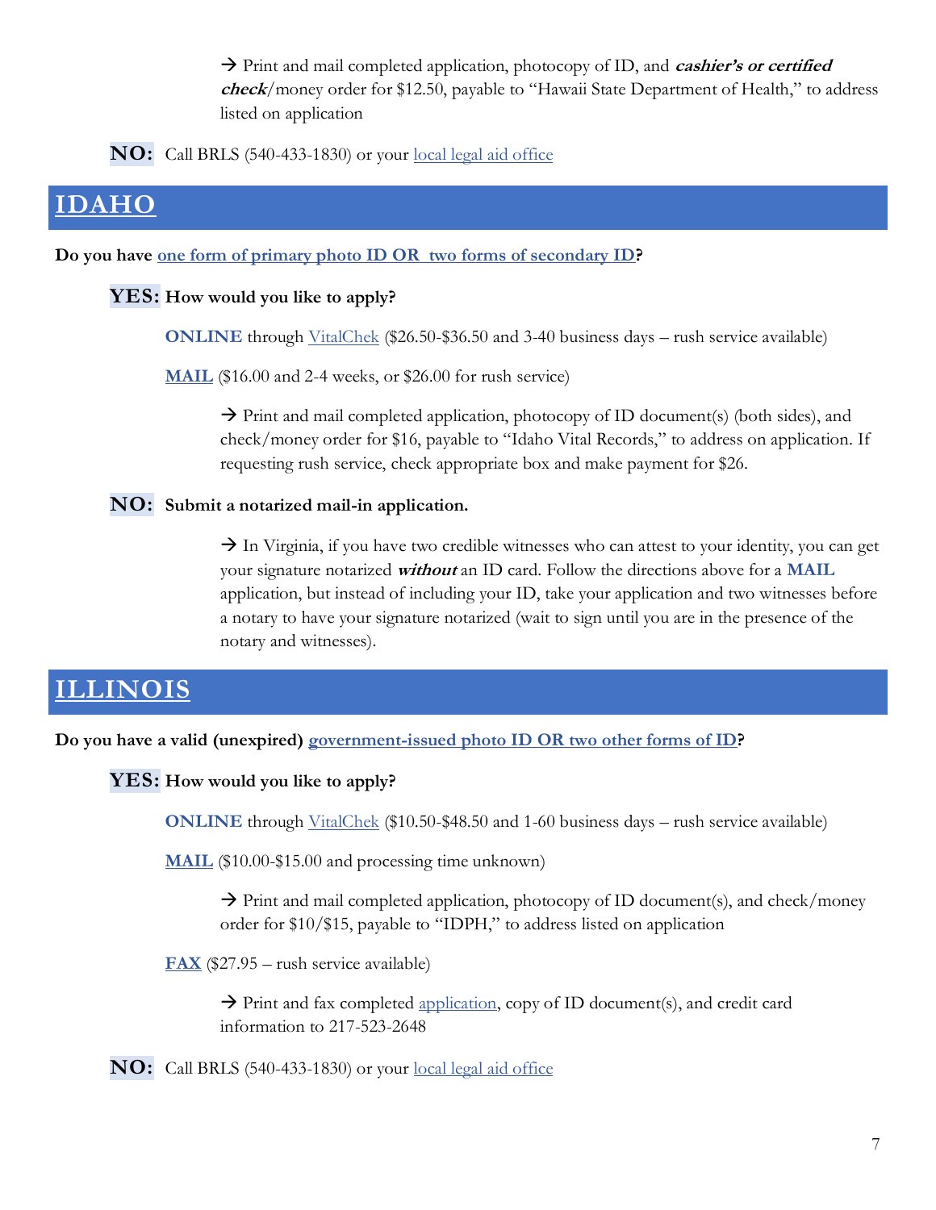→ Print and mail completed application, photocopy of ID, and ***cashier's or certified check***/money order for $12.50, payable to "Hawaii State Department of Health," to address listed on application

**NO:** Call BRLS (540-433-1830) or your local legal aid office

## IDAHO

**Do you have one form of primary photo ID OR two forms of secondary ID?**

**YES: How would you like to apply?**

**ONLINE** through VitalChek ($26.50-$36.50 and 3-40 business days – rush service available)

**MAIL** ($16.00 and 2-4 weeks, or $26.00 for rush service)

→ Print and mail completed application, photocopy of ID document(s) (both sides), and check/money order for $16, payable to "Idaho Vital Records," to address on application. If requesting rush service, check appropriate box and make payment for $26.

**NO: Submit a notarized mail-in application.**

→ In Virginia, if you have two credible witnesses who can attest to your identity, you can get your signature notarized ***without*** an ID card. Follow the directions above for a **MAIL** application, but instead of including your ID, take your application and two witnesses before a notary to have your signature notarized (wait to sign until you are in the presence of the notary and witnesses).

## ILLINOIS

**Do you have a valid (unexpired) government-issued photo ID OR two other forms of ID?**

**YES: How would you like to apply?**

**ONLINE** through VitalChek ($10.50-$48.50 and 1-60 business days – rush service available)

**MAIL** ($10.00-$15.00 and processing time unknown)

→ Print and mail completed application, photocopy of ID document(s), and check/money order for $10/$15, payable to "IDPH," to address listed on application

**FAX** ($27.95 – rush service available)

→ Print and fax completed application, copy of ID document(s), and credit card information to 217-523-2648

**NO:** Call BRLS (540-433-1830) or your local legal aid office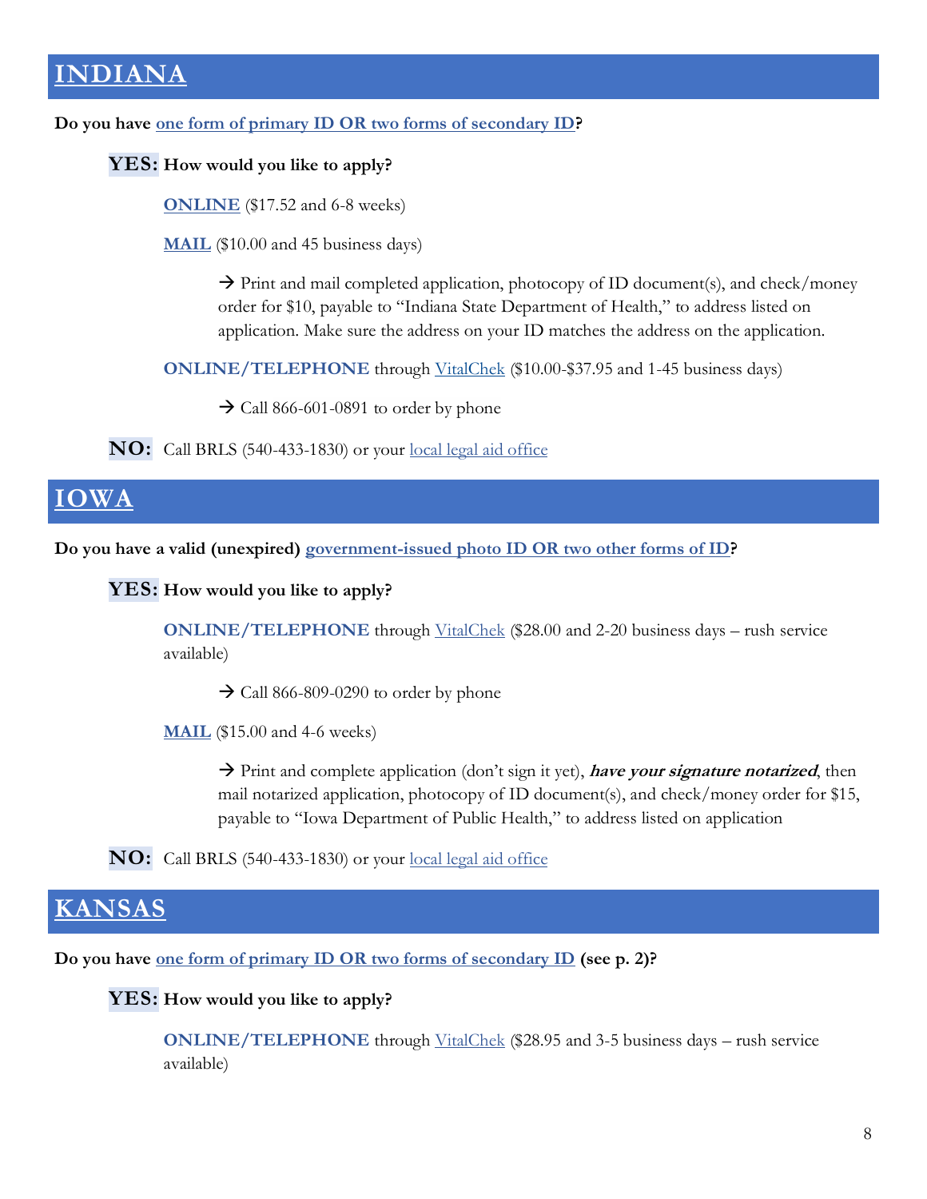## INDIANA

**Do you have one form of primary ID OR two forms of secondary ID?**

**YES: How would you like to apply?**

**ONLINE** ($17.52 and 6-8 weeks)

**MAIL** ($10.00 and 45 business days)

→ Print and mail completed application, photocopy of ID document(s), and check/money order for $10, payable to "Indiana State Department of Health," to address listed on application. Make sure the address on your ID matches the address on the application.

**ONLINE/TELEPHONE** through VitalChek ($10.00-$37.95 and 1-45 business days)

→ Call 866-601-0891 to order by phone

**NO:** Call BRLS (540-433-1830) or your local legal aid office

## IOWA

**Do you have a valid (unexpired) government-issued photo ID OR two other forms of ID?**

**YES: How would you like to apply?**

**ONLINE/TELEPHONE** through VitalChek ($28.00 and 2-20 business days – rush service available)

→ Call 866-809-0290 to order by phone

**MAIL** ($15.00 and 4-6 weeks)

→ Print and complete application (don't sign it yet), ***have your signature notarized***, then mail notarized application, photocopy of ID document(s), and check/money order for $15, payable to "Iowa Department of Public Health," to address listed on application

**NO:** Call BRLS (540-433-1830) or your local legal aid office

## KANSAS

**Do you have one form of primary ID OR two forms of secondary ID (see p. 2)?**

**YES: How would you like to apply?**

**ONLINE/TELEPHONE** through VitalChek ($28.95 and 3-5 business days – rush service available)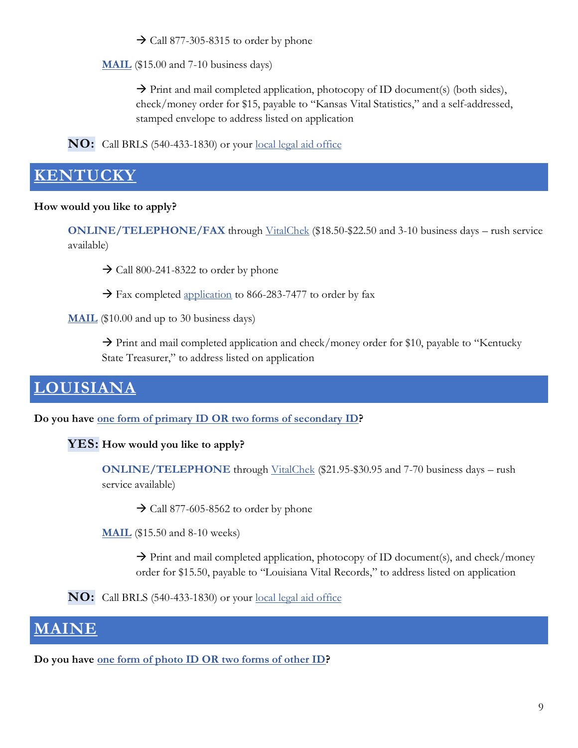→ Call 877-305-8315 to order by phone

**MAIL** ($15.00 and 7-10 business days)

→ Print and mail completed application, photocopy of ID document(s) (both sides), check/money order for $15, payable to "Kansas Vital Statistics," and a self-addressed, stamped envelope to address listed on application

**NO:** Call BRLS (540-433-1830) or your local legal aid office

## KENTUCKY

**How would you like to apply?**

**ONLINE/TELEPHONE/FAX** through VitalChek ($18.50-$22.50 and 3-10 business days – rush service available)

→ Call 800-241-8322 to order by phone

→ Fax completed application to 866-283-7477 to order by fax

**MAIL** ($10.00 and up to 30 business days)

→ Print and mail completed application and check/money order for $10, payable to "Kentucky State Treasurer," to address listed on application

## LOUISIANA

**Do you have one form of primary ID OR two forms of secondary ID?**

**YES: How would you like to apply?**

**ONLINE/TELEPHONE** through VitalChek ($21.95-$30.95 and 7-70 business days – rush service available)

→ Call 877-605-8562 to order by phone

**MAIL** ($15.50 and 8-10 weeks)

→ Print and mail completed application, photocopy of ID document(s), and check/money order for $15.50, payable to "Louisiana Vital Records," to address listed on application

**NO:** Call BRLS (540-433-1830) or your local legal aid office

## MAINE

**Do you have one form of photo ID OR two forms of other ID?**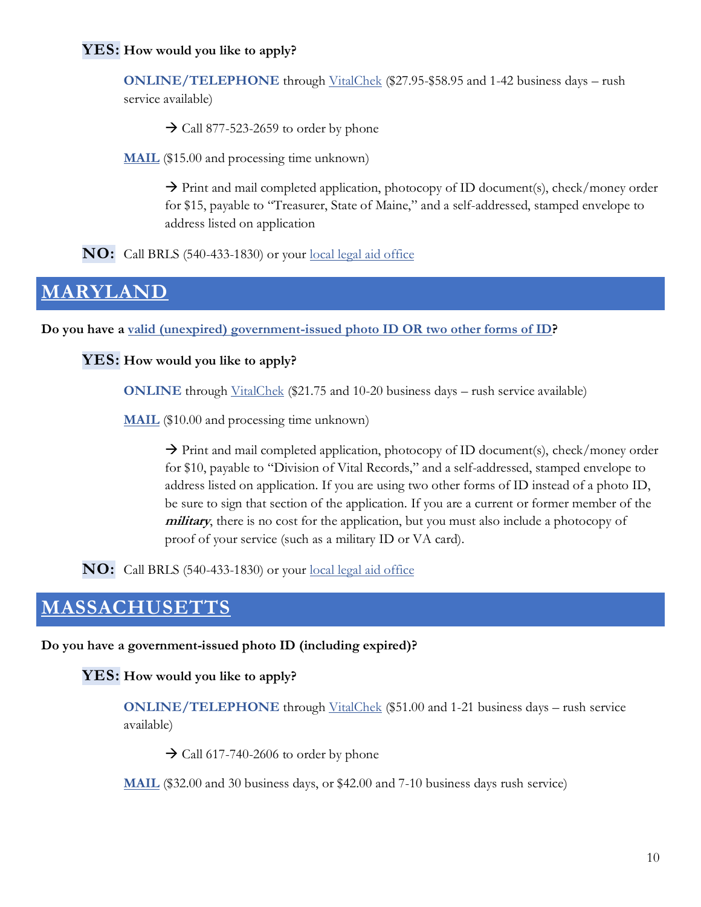**YES:** **How would you like to apply?**

**ONLINE/TELEPHONE** through VitalChek ($27.95-$58.95 and 1-42 business days – rush service available)

→ Call 877-523-2659 to order by phone

**MAIL** ($15.00 and processing time unknown)

→ Print and mail completed application, photocopy of ID document(s), check/money order for $15, payable to "Treasurer, State of Maine," and a self-addressed, stamped envelope to address listed on application

**NO:** Call BRLS (540-433-1830) or your local legal aid office

## MARYLAND

**Do you have a valid (unexpired) government-issued photo ID OR two other forms of ID?**

**YES:** **How would you like to apply?**

**ONLINE** through VitalChek ($21.75 and 10-20 business days – rush service available)

**MAIL** ($10.00 and processing time unknown)

→ Print and mail completed application, photocopy of ID document(s), check/money order for $10, payable to "Division of Vital Records," and a self-addressed, stamped envelope to address listed on application. If you are using two other forms of ID instead of a photo ID, be sure to sign that section of the application. If you are a current or former member of the ***military***, there is no cost for the application, but you must also include a photocopy of proof of your service (such as a military ID or VA card).

**NO:** Call BRLS (540-433-1830) or your local legal aid office

## MASSACHUSETTS

**Do you have a government-issued photo ID (including expired)?**

**YES:** **How would you like to apply?**

**ONLINE/TELEPHONE** through VitalChek ($51.00 and 1-21 business days – rush service available)

→ Call 617-740-2606 to order by phone

**MAIL** ($32.00 and 30 business days, or $42.00 and 7-10 business days rush service)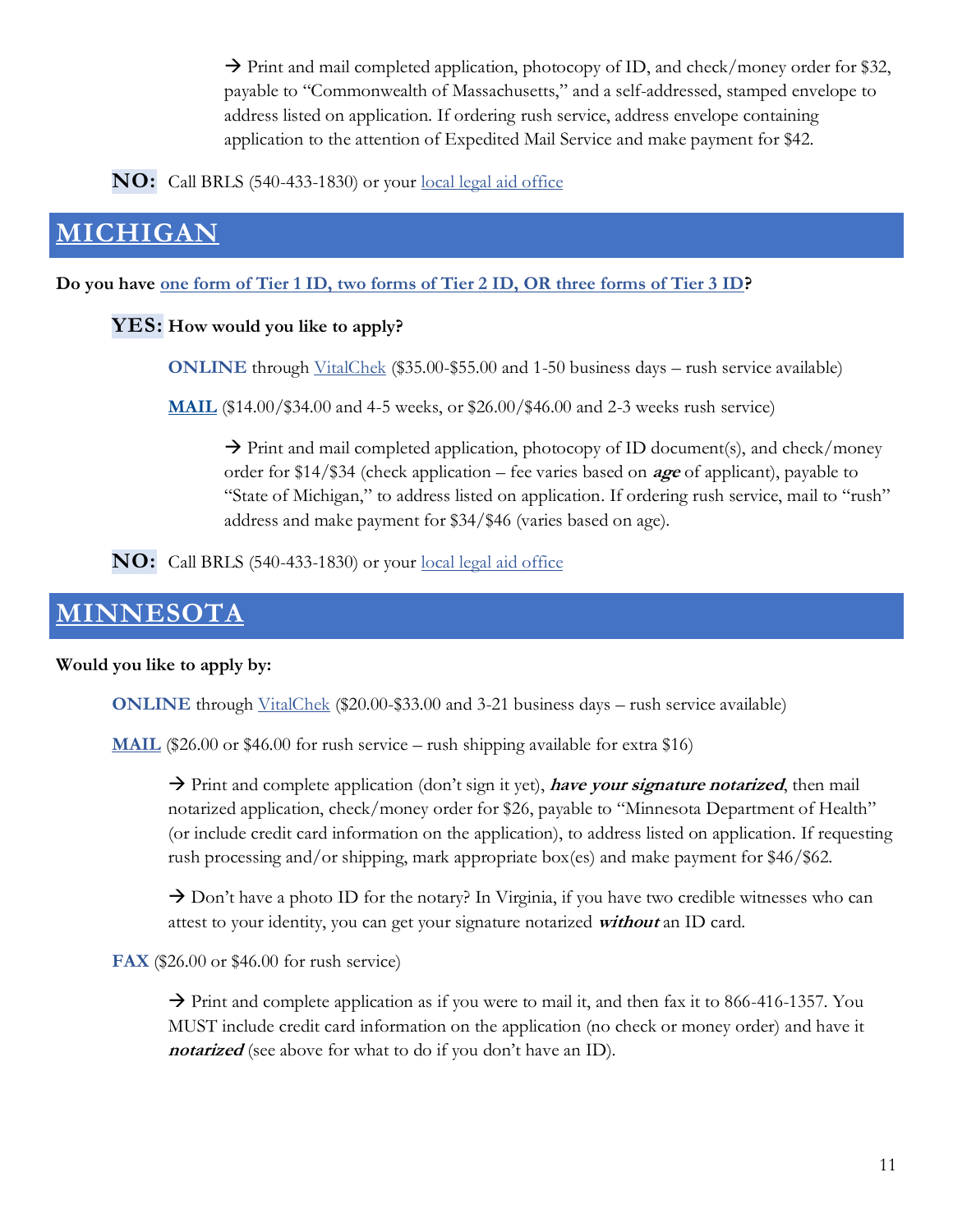→ Print and mail completed application, photocopy of ID, and check/money order for $32, payable to "Commonwealth of Massachusetts," and a self-addressed, stamped envelope to address listed on application. If ordering rush service, address envelope containing application to the attention of Expedited Mail Service and make payment for $42.

**NO:** Call BRLS (540-433-1830) or your local legal aid office

## MICHIGAN

**Do you have one form of Tier 1 ID, two forms of Tier 2 ID, OR three forms of Tier 3 ID?**

**YES: How would you like to apply?**

**ONLINE** through VitalChek ($35.00-$55.00 and 1-50 business days – rush service available)

**MAIL** ($14.00/$34.00 and 4-5 weeks, or $26.00/$46.00 and 2-3 weeks rush service)

→ Print and mail completed application, photocopy of ID document(s), and check/money order for $14/$34 (check application – fee varies based on ***age*** of applicant), payable to "State of Michigan," to address listed on application. If ordering rush service, mail to "rush" address and make payment for $34/$46 (varies based on age).

**NO:** Call BRLS (540-433-1830) or your local legal aid office

## MINNESOTA

**Would you like to apply by:**

**ONLINE** through VitalChek ($20.00-$33.00 and 3-21 business days – rush service available)

**MAIL** ($26.00 or $46.00 for rush service – rush shipping available for extra $16)

→ Print and complete application (don't sign it yet), ***have your signature notarized***, then mail notarized application, check/money order for $26, payable to "Minnesota Department of Health" (or include credit card information on the application), to address listed on application. If requesting rush processing and/or shipping, mark appropriate box(es) and make payment for $46/$62.

→ Don't have a photo ID for the notary? In Virginia, if you have two credible witnesses who can attest to your identity, you can get your signature notarized ***without*** an ID card.

**FAX** ($26.00 or $46.00 for rush service)

→ Print and complete application as if you were to mail it, and then fax it to 866-416-1357. You MUST include credit card information on the application (no check or money order) and have it ***notarized*** (see above for what to do if you don't have an ID).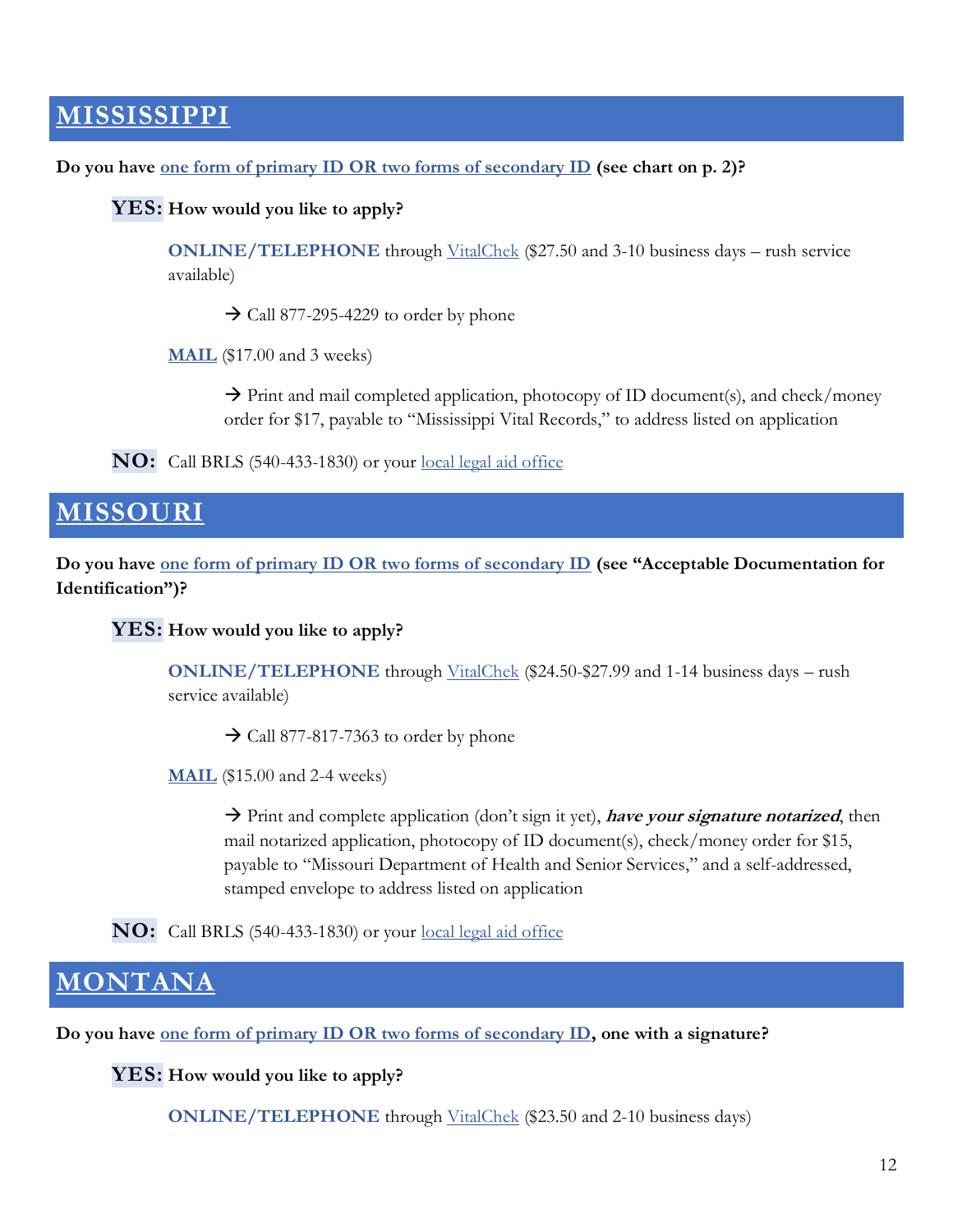## MISSISSIPPI

**Do you have one form of primary ID OR two forms of secondary ID (see chart on p. 2)?**

**YES: How would you like to apply?**

**ONLINE/TELEPHONE** through VitalChek ($27.50 and 3-10 business days – rush service available)

→ Call 877-295-4229 to order by phone

**MAIL** ($17.00 and 3 weeks)

→ Print and mail completed application, photocopy of ID document(s), and check/money order for $17, payable to "Mississippi Vital Records," to address listed on application

**NO:** Call BRLS (540-433-1830) or your local legal aid office

## MISSOURI

**Do you have one form of primary ID OR two forms of secondary ID (see "Acceptable Documentation for Identification")?**

**YES: How would you like to apply?**

**ONLINE/TELEPHONE** through VitalChek ($24.50-$27.99 and 1-14 business days – rush service available)

→ Call 877-817-7363 to order by phone

**MAIL** ($15.00 and 2-4 weeks)

→ Print and complete application (don't sign it yet), ***have your signature notarized***, then mail notarized application, photocopy of ID document(s), check/money order for $15, payable to "Missouri Department of Health and Senior Services," and a self-addressed, stamped envelope to address listed on application

**NO:** Call BRLS (540-433-1830) or your local legal aid office

## MONTANA

**Do you have one form of primary ID OR two forms of secondary ID, one with a signature?**

**YES: How would you like to apply?**

**ONLINE/TELEPHONE** through VitalChek ($23.50 and 2-10 business days)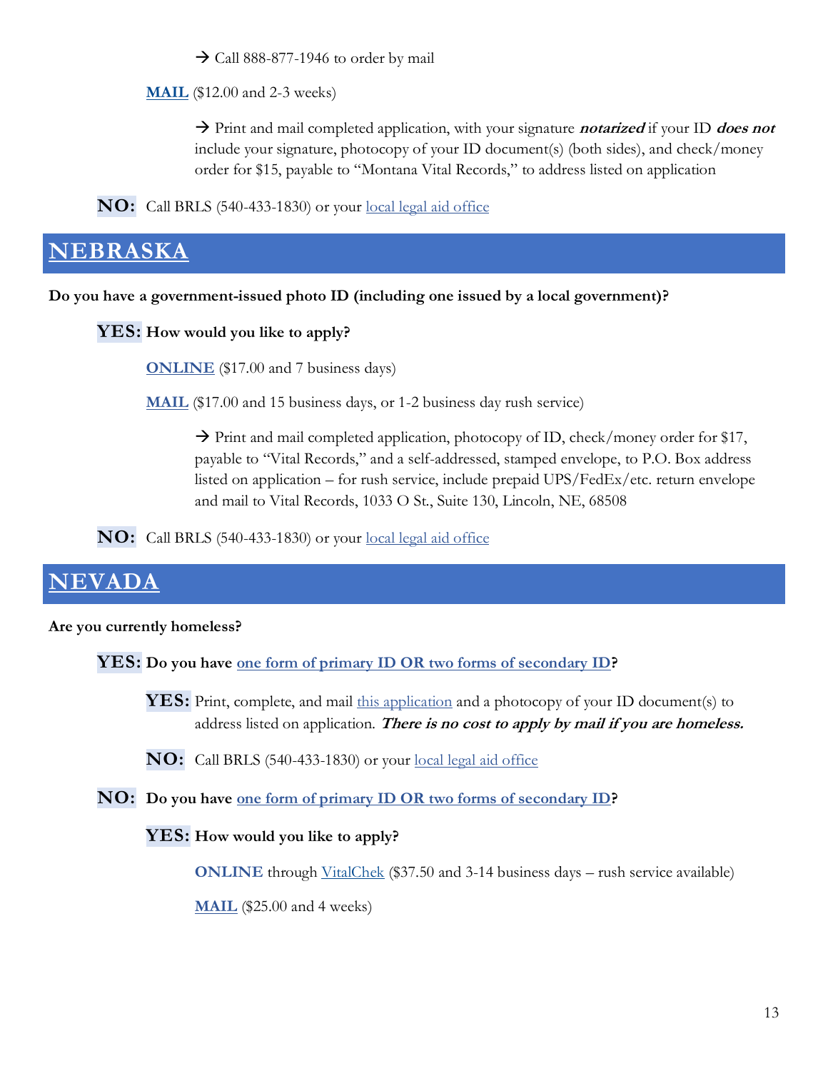→ Call 888-877-1946 to order by mail

**MAIL** ($12.00 and 2-3 weeks)

→ Print and mail completed application, with your signature ***notarized*** if your ID ***does not*** include your signature, photocopy of your ID document(s) (both sides), and check/money order for $15, payable to "Montana Vital Records," to address listed on application

**NO:** Call BRLS (540-433-1830) or your local legal aid office

## NEBRASKA

**Do you have a government-issued photo ID (including one issued by a local government)?**

**YES: How would you like to apply?**

**ONLINE** ($17.00 and 7 business days)

**MAIL** ($17.00 and 15 business days, or 1-2 business day rush service)

→ Print and mail completed application, photocopy of ID, check/money order for $17, payable to "Vital Records," and a self-addressed, stamped envelope, to P.O. Box address listed on application – for rush service, include prepaid UPS/FedEx/etc. return envelope and mail to Vital Records, 1033 O St., Suite 130, Lincoln, NE, 68508

**NO:** Call BRLS (540-433-1830) or your local legal aid office

## NEVADA

**Are you currently homeless?**

**YES: Do you have one form of primary ID OR two forms of secondary ID?**

**YES:** Print, complete, and mail this application and a photocopy of your ID document(s) to address listed on application. ***There is no cost to apply by mail if you are homeless.***

**NO:** Call BRLS (540-433-1830) or your local legal aid office

**NO: Do you have one form of primary ID OR two forms of secondary ID?**

**YES: How would you like to apply?**

**ONLINE** through VitalChek ($37.50 and 3-14 business days – rush service available)

**MAIL** ($25.00 and 4 weeks)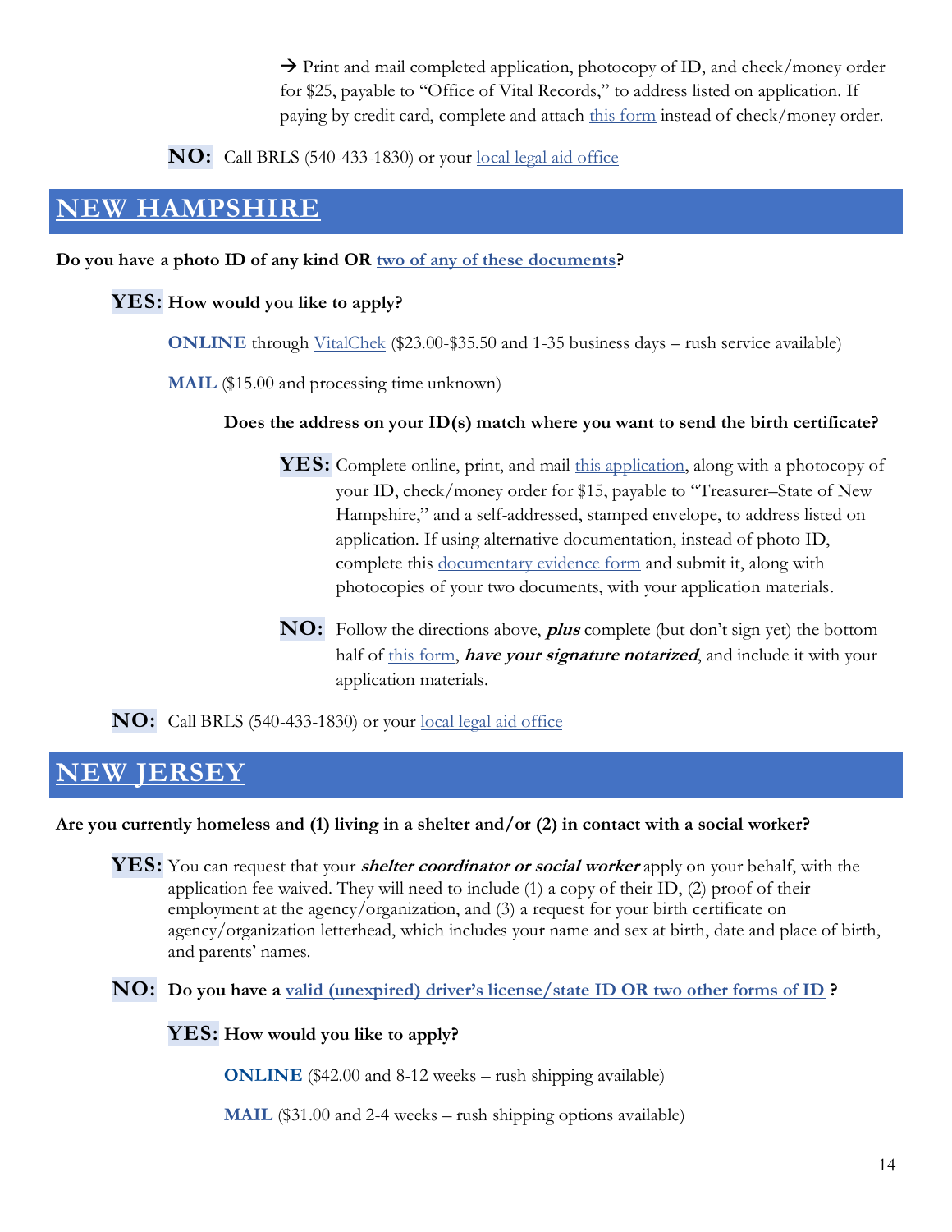→ Print and mail completed application, photocopy of ID, and check/money order for $25, payable to "Office of Vital Records," to address listed on application. If paying by credit card, complete and attach this form instead of check/money order.

**NO:** Call BRLS (540-433-1830) or your local legal aid office

## NEW HAMPSHIRE

**Do you have a photo ID of any kind OR two of any of these documents?**

**YES: How would you like to apply?**

**ONLINE** through VitalChek ($23.00-$35.50 and 1-35 business days – rush service available)

**MAIL** ($15.00 and processing time unknown)

**Does the address on your ID(s) match where you want to send the birth certificate?**

**YES:** Complete online, print, and mail this application, along with a photocopy of your ID, check/money order for $15, payable to "Treasurer–State of New Hampshire," and a self-addressed, stamped envelope, to address listed on application. If using alternative documentation, instead of photo ID, complete this documentary evidence form and submit it, along with photocopies of your two documents, with your application materials.

**NO:** Follow the directions above, ***plus*** complete (but don't sign yet) the bottom half of this form, ***have your signature notarized***, and include it with your application materials.

**NO:** Call BRLS (540-433-1830) or your local legal aid office

## NEW JERSEY

**Are you currently homeless and (1) living in a shelter and/or (2) in contact with a social worker?**

**YES:** You can request that your ***shelter coordinator or social worker*** apply on your behalf, with the application fee waived. They will need to include (1) a copy of their ID, (2) proof of their employment at the agency/organization, and (3) a request for your birth certificate on agency/organization letterhead, which includes your name and sex at birth, date and place of birth, and parents' names.

**NO: Do you have a valid (unexpired) driver's license/state ID OR two other forms of ID ?**

**YES: How would you like to apply?**

**ONLINE** ($42.00 and 8-12 weeks – rush shipping available)

**MAIL** ($31.00 and 2-4 weeks – rush shipping options available)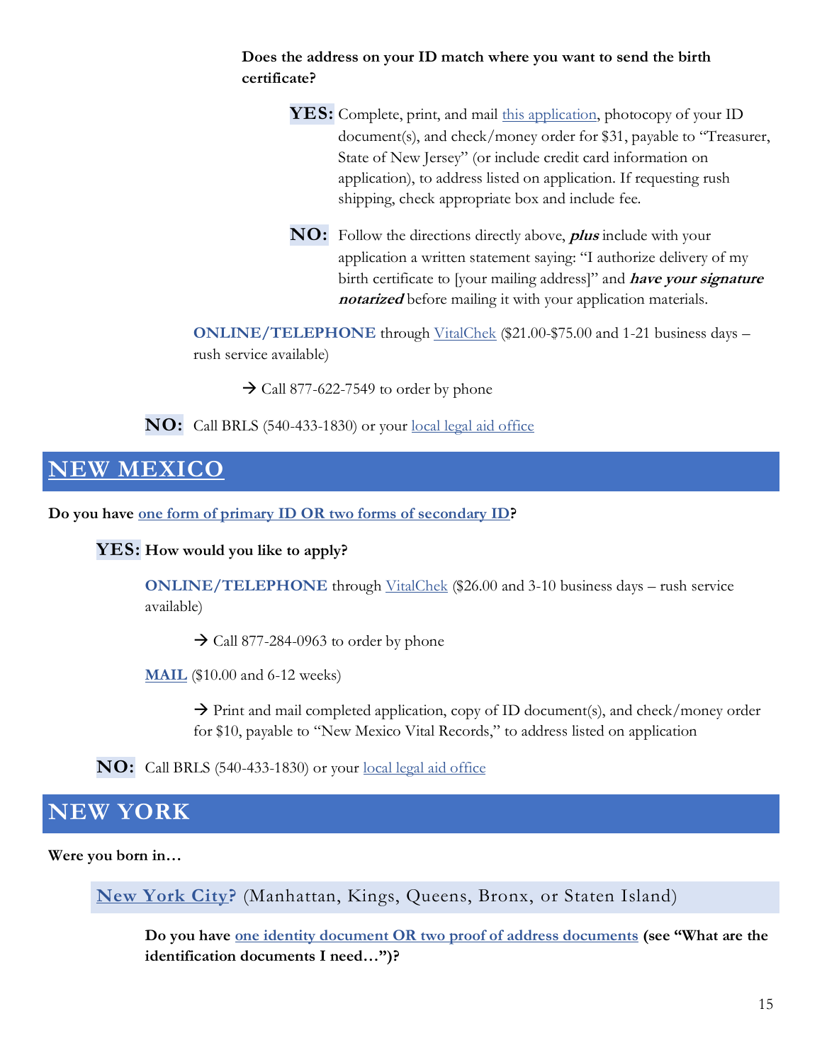**Does the address on your ID match where you want to send the birth certificate?**

**YES:** Complete, print, and mail this application, photocopy of your ID document(s), and check/money order for $31, payable to "Treasurer, State of New Jersey" (or include credit card information on application), to address listed on application. If requesting rush shipping, check appropriate box and include fee.

**NO:** Follow the directions directly above, ***plus*** include with your application a written statement saying: "I authorize delivery of my birth certificate to [your mailing address]" and ***have your signature notarized*** before mailing it with your application materials.

**ONLINE/TELEPHONE** through VitalChek ($21.00-$75.00 and 1-21 business days – rush service available)

→ Call 877-622-7549 to order by phone

**NO:** Call BRLS (540-433-1830) or your local legal aid office

## NEW MEXICO

**Do you have one form of primary ID OR two forms of secondary ID?**

**YES: How would you like to apply?**

**ONLINE/TELEPHONE** through VitalChek ($26.00 and 3-10 business days – rush service available)

→ Call 877-284-0963 to order by phone

**MAIL** ($10.00 and 6-12 weeks)

→ Print and mail completed application, copy of ID document(s), and check/money order for $10, payable to "New Mexico Vital Records," to address listed on application

**NO:** Call BRLS (540-433-1830) or your local legal aid office

## NEW YORK

**Were you born in…**

### New York City? (Manhattan, Kings, Queens, Bronx, or Staten Island)

**Do you have one identity document OR two proof of address documents (see "What are the identification documents I need…")?**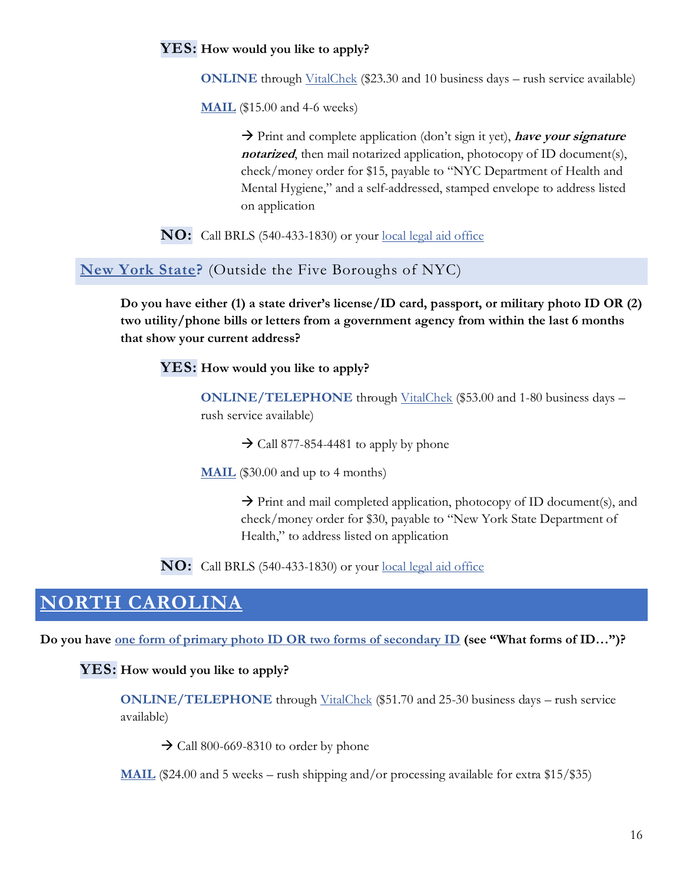**YES:** **How would you like to apply?**

**ONLINE** through VitalChek ($23.30 and 10 business days – rush service available)

**MAIL** ($15.00 and 4-6 weeks)

→ Print and complete application (don't sign it yet), ***have your signature notarized***, then mail notarized application, photocopy of ID document(s), check/money order for $15, payable to "NYC Department of Health and Mental Hygiene," and a self-addressed, stamped envelope to address listed on application

**NO:** Call BRLS (540-433-1830) or your local legal aid office

### New York State? (Outside the Five Boroughs of NYC)

**Do you have either (1) a state driver's license/ID card, passport, or military photo ID OR (2) two utility/phone bills or letters from a government agency from within the last 6 months that show your current address?**

**YES:** **How would you like to apply?**

**ONLINE/TELEPHONE** through VitalChek ($53.00 and 1-80 business days – rush service available)

→ Call 877-854-4481 to apply by phone

**MAIL** ($30.00 and up to 4 months)

→ Print and mail completed application, photocopy of ID document(s), and check/money order for $30, payable to "New York State Department of Health," to address listed on application

**NO:** Call BRLS (540-433-1830) or your local legal aid office

## NORTH CAROLINA

**Do you have one form of primary photo ID OR two forms of secondary ID (see "What forms of ID…")?**

**YES:** **How would you like to apply?**

**ONLINE/TELEPHONE** through VitalChek ($51.70 and 25-30 business days – rush service available)

→ Call 800-669-8310 to order by phone

**MAIL** ($24.00 and 5 weeks – rush shipping and/or processing available for extra $15/$35)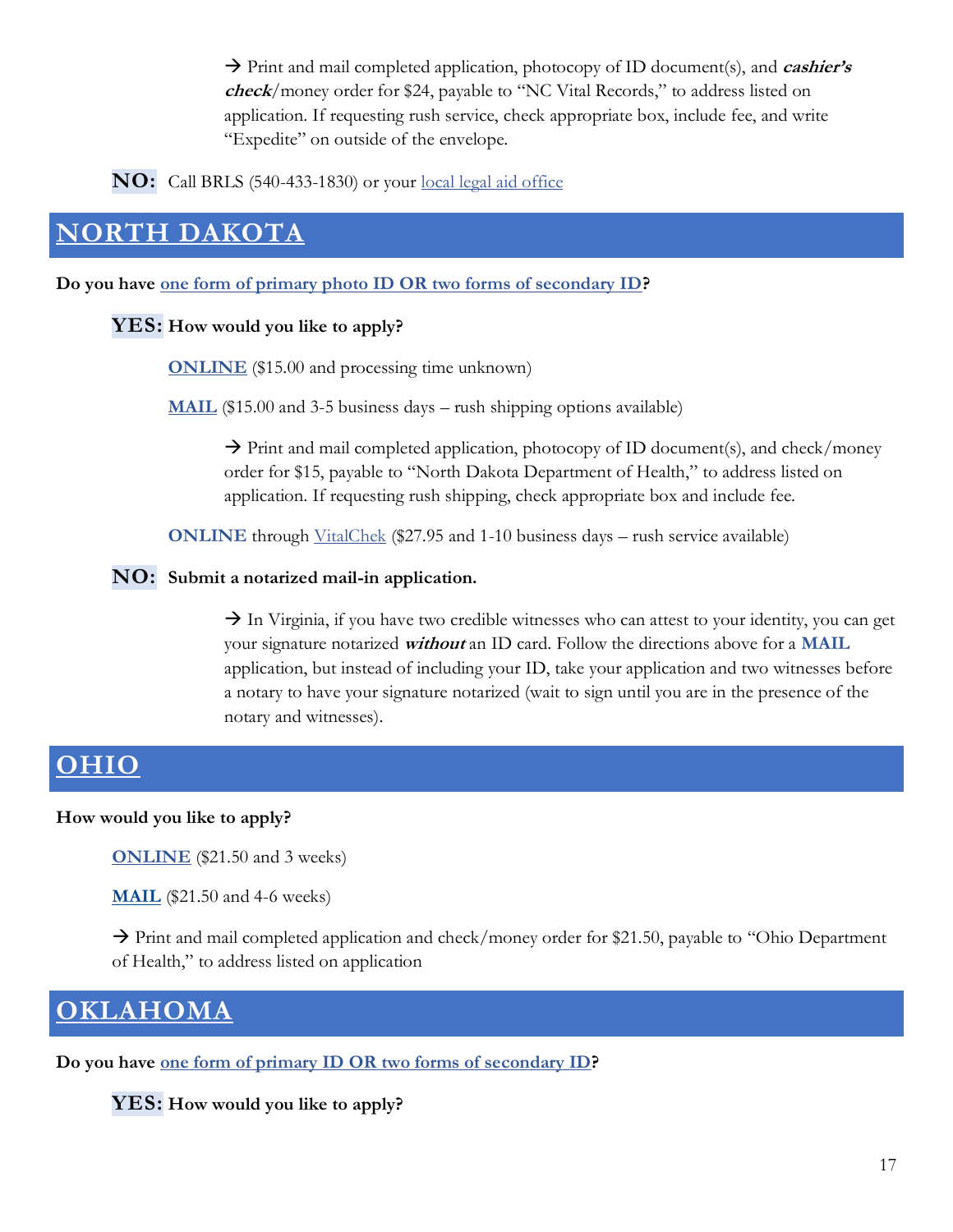→ Print and mail completed application, photocopy of ID document(s), and ***cashier's check***/money order for $24, payable to "NC Vital Records," to address listed on application. If requesting rush service, check appropriate box, include fee, and write "Expedite" on outside of the envelope.

**NO:** Call BRLS (540-433-1830) or your [local legal aid office]()

## [NORTH DAKOTA]()

**Do you have [one form of primary photo ID OR two forms of secondary ID]()?**

**YES: How would you like to apply?**

[**ONLINE**]() ($15.00 and processing time unknown)

[**MAIL**]() ($15.00 and 3-5 business days – rush shipping options available)

→ Print and mail completed application, photocopy of ID document(s), and check/money order for $15, payable to "North Dakota Department of Health," to address listed on application. If requesting rush shipping, check appropriate box and include fee.

**ONLINE** through [VitalChek]() ($27.95 and 1-10 business days – rush service available)

**NO: Submit a notarized mail-in application.**

→ In Virginia, if you have two credible witnesses who can attest to your identity, you can get your signature notarized ***without*** an ID card. Follow the directions above for a **MAIL** application, but instead of including your ID, take your application and two witnesses before a notary to have your signature notarized (wait to sign until you are in the presence of the notary and witnesses).

## [OHIO]()

**How would you like to apply?**

[**ONLINE**]() ($21.50 and 3 weeks)

[**MAIL**]() ($21.50 and 4-6 weeks)

→ Print and mail completed application and check/money order for $21.50, payable to "Ohio Department of Health," to address listed on application

## [OKLAHOMA]()

**Do you have [one form of primary ID OR two forms of secondary ID]()?**

**YES: How would you like to apply?**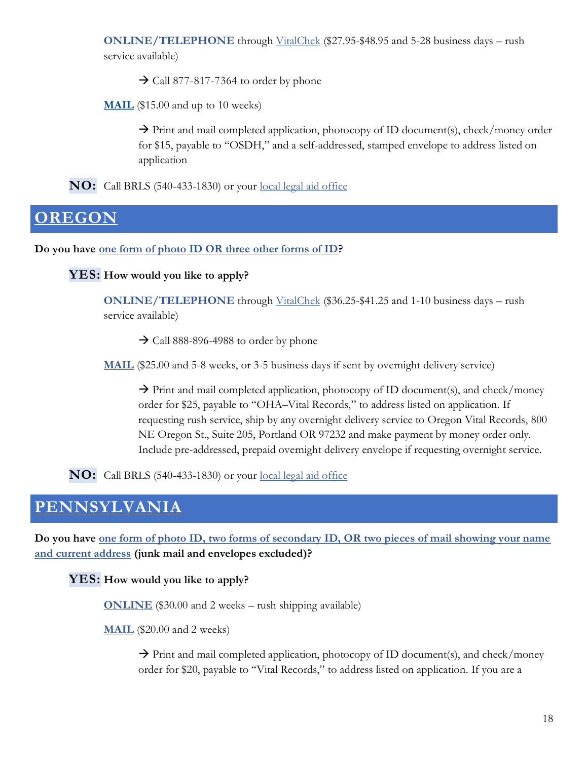**ONLINE/TELEPHONE** through VitalChek ($27.95-$48.95 and 5-28 business days – rush service available)

→ Call 877-817-7364 to order by phone

**MAIL** ($15.00 and up to 10 weeks)

→ Print and mail completed application, photocopy of ID document(s), check/money order for $15, payable to "OSDH," and a self-addressed, stamped envelope to address listed on application

**NO:** Call BRLS (540-433-1830) or your local legal aid office

## OREGON

**Do you have one form of photo ID OR three other forms of ID?**

**YES: How would you like to apply?**

**ONLINE/TELEPHONE** through VitalChek ($36.25-$41.25 and 1-10 business days – rush service available)

→ Call 888-896-4988 to order by phone

**MAIL** ($25.00 and 5-8 weeks, or 3-5 business days if sent by overnight delivery service)

→ Print and mail completed application, photocopy of ID document(s), and check/money order for $25, payable to "OHA–Vital Records," to address listed on application. If requesting rush service, ship by any overnight delivery service to Oregon Vital Records, 800 NE Oregon St., Suite 205, Portland OR 97232 and make payment by money order only. Include pre-addressed, prepaid overnight delivery envelope if requesting overnight service.

**NO:** Call BRLS (540-433-1830) or your local legal aid office

## PENNSYLVANIA

**Do you have one form of photo ID, two forms of secondary ID, OR two pieces of mail showing your name and current address (junk mail and envelopes excluded)?**

**YES: How would you like to apply?**

**ONLINE** ($30.00 and 2 weeks – rush shipping available)

**MAIL** ($20.00 and 2 weeks)

→ Print and mail completed application, photocopy of ID document(s), and check/money order for $20, payable to "Vital Records," to address listed on application. If you are a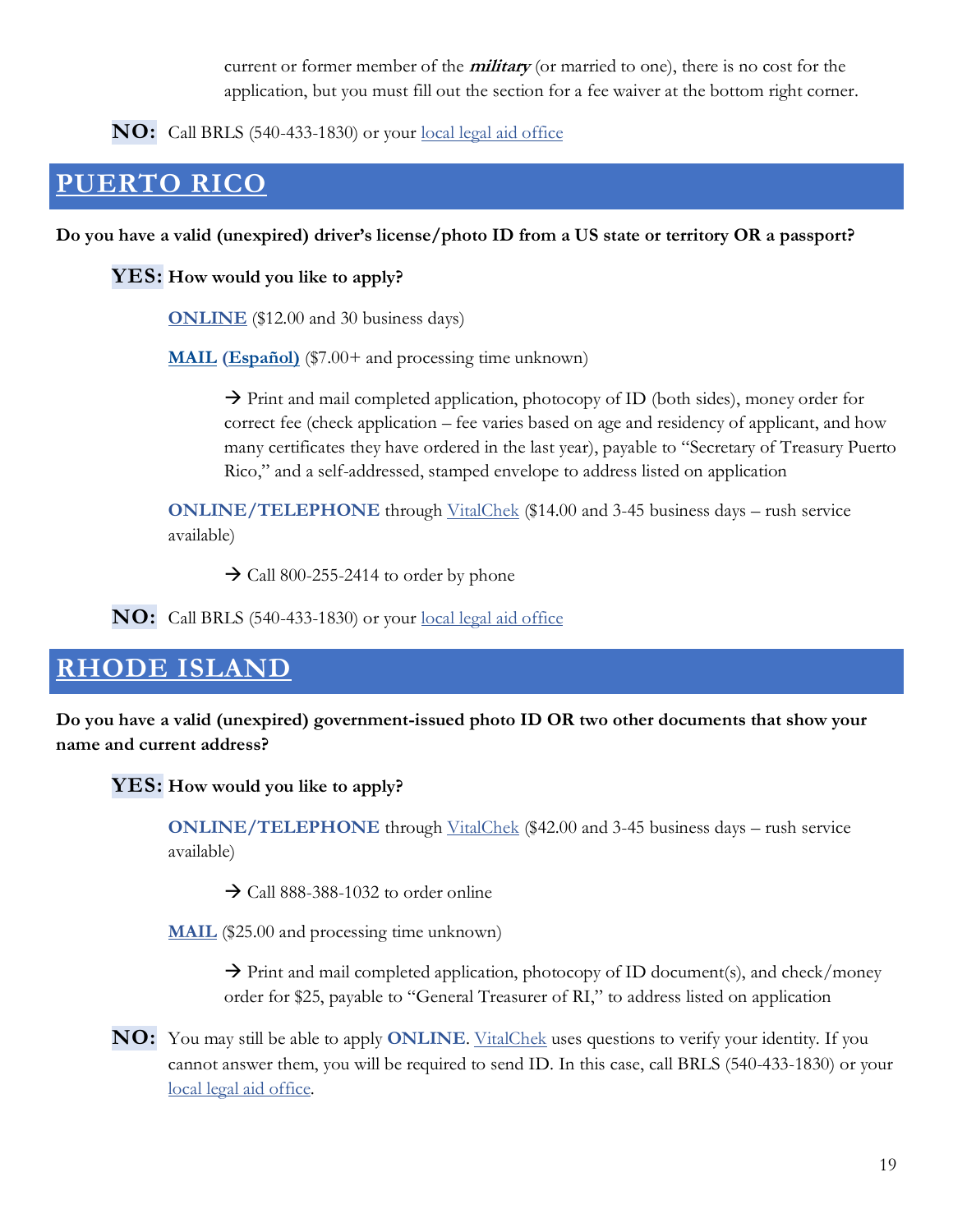current or former member of the ***military*** (or married to one), there is no cost for the application, but you must fill out the section for a fee waiver at the bottom right corner.

**NO:** Call BRLS (540-433-1830) or your local legal aid office

## PUERTO RICO

**Do you have a valid (unexpired) driver's license/photo ID from a US state or territory OR a passport?**

**YES: How would you like to apply?**

**ONLINE** ($12.00 and 30 business days)

**MAIL (Español)** ($7.00+ and processing time unknown)

→ Print and mail completed application, photocopy of ID (both sides), money order for correct fee (check application – fee varies based on age and residency of applicant, and how many certificates they have ordered in the last year), payable to "Secretary of Treasury Puerto Rico," and a self-addressed, stamped envelope to address listed on application

**ONLINE/TELEPHONE** through VitalChek ($14.00 and 3-45 business days – rush service available)

→ Call 800-255-2414 to order by phone

**NO:** Call BRLS (540-433-1830) or your local legal aid office

## RHODE ISLAND

**Do you have a valid (unexpired) government-issued photo ID OR two other documents that show your name and current address?**

**YES: How would you like to apply?**

**ONLINE/TELEPHONE** through VitalChek ($42.00 and 3-45 business days – rush service available)

→ Call 888-388-1032 to order online

**MAIL** ($25.00 and processing time unknown)

→ Print and mail completed application, photocopy of ID document(s), and check/money order for $25, payable to "General Treasurer of RI," to address listed on application

**NO:** You may still be able to apply **ONLINE**. VitalChek uses questions to verify your identity. If you cannot answer them, you will be required to send ID. In this case, call BRLS (540-433-1830) or your local legal aid office.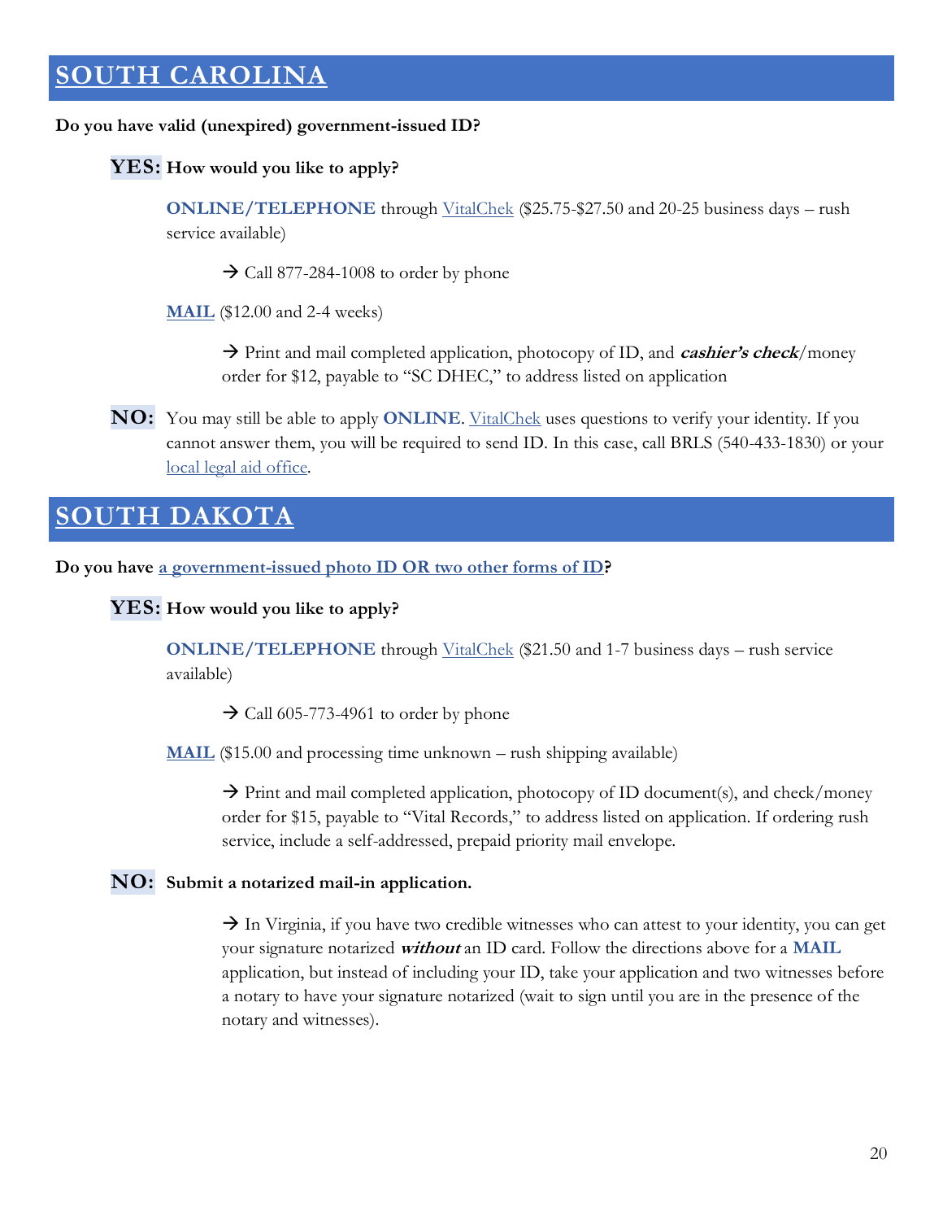## SOUTH CAROLINA

**Do you have valid (unexpired) government-issued ID?**

**YES: How would you like to apply?**

**ONLINE/TELEPHONE** through VitalChek ($25.75-$27.50 and 20-25 business days – rush service available)

→ Call 877-284-1008 to order by phone

**MAIL** ($12.00 and 2-4 weeks)

→ Print and mail completed application, photocopy of ID, and ***cashier's check***/money order for $12, payable to "SC DHEC," to address listed on application

**NO:** You may still be able to apply **ONLINE**. VitalChek uses questions to verify your identity. If you cannot answer them, you will be required to send ID. In this case, call BRLS (540-433-1830) or your local legal aid office.

## SOUTH DAKOTA

**Do you have a government-issued photo ID OR two other forms of ID?**

**YES: How would you like to apply?**

**ONLINE/TELEPHONE** through VitalChek ($21.50 and 1-7 business days – rush service available)

→ Call 605-773-4961 to order by phone

**MAIL** ($15.00 and processing time unknown – rush shipping available)

→ Print and mail completed application, photocopy of ID document(s), and check/money order for $15, payable to "Vital Records," to address listed on application. If ordering rush service, include a self-addressed, prepaid priority mail envelope.

**NO: Submit a notarized mail-in application.**

→ In Virginia, if you have two credible witnesses who can attest to your identity, you can get your signature notarized ***without*** an ID card. Follow the directions above for a **MAIL** application, but instead of including your ID, take your application and two witnesses before a notary to have your signature notarized (wait to sign until you are in the presence of the notary and witnesses).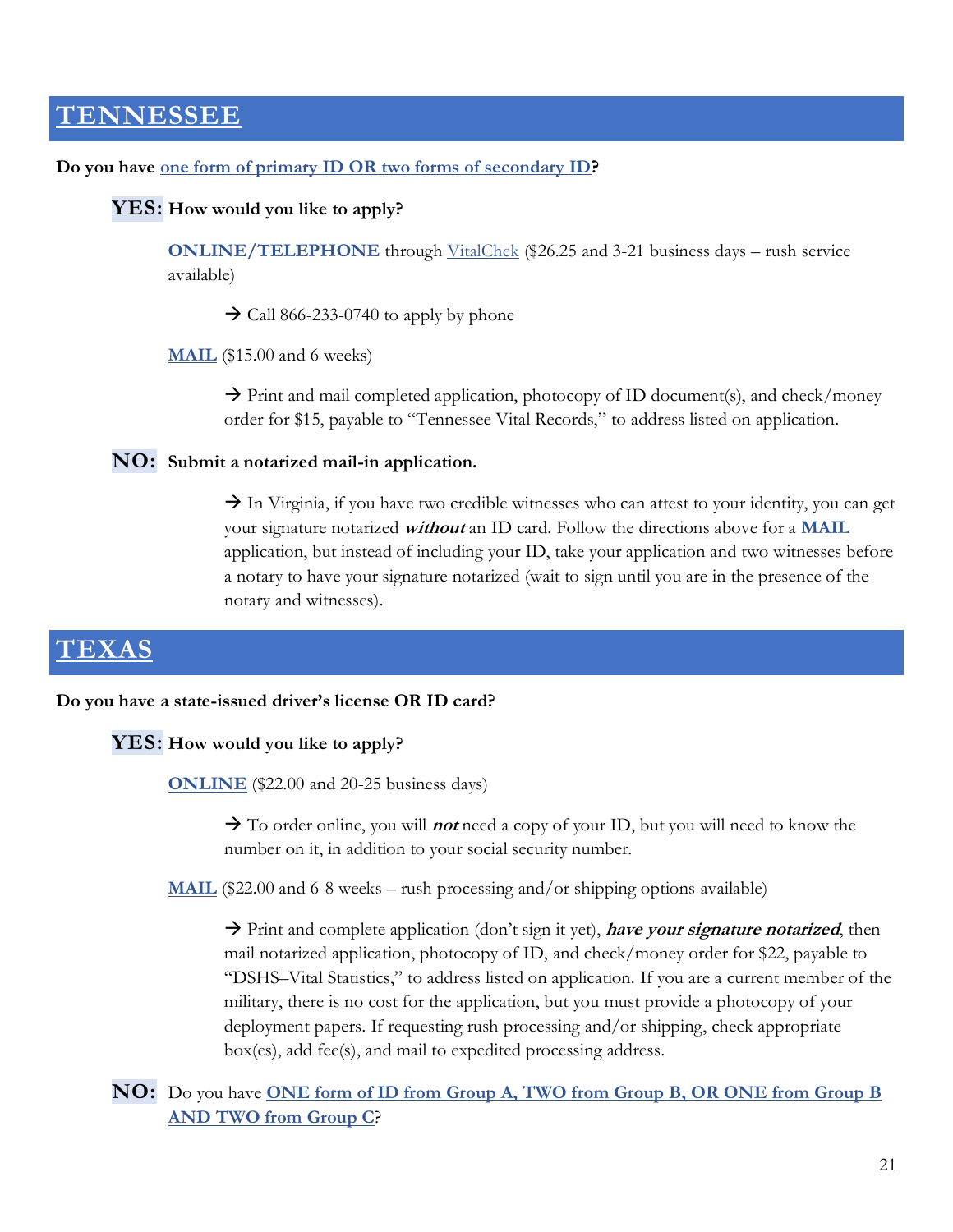## TENNESSEE

**Do you have one form of primary ID OR two forms of secondary ID?**

**YES: How would you like to apply?**

**ONLINE/TELEPHONE** through VitalChek ($26.25 and 3-21 business days – rush service available)

→ Call 866-233-0740 to apply by phone

**MAIL** ($15.00 and 6 weeks)

→ Print and mail completed application, photocopy of ID document(s), and check/money order for $15, payable to "Tennessee Vital Records," to address listed on application.

**NO: Submit a notarized mail-in application.**

→ In Virginia, if you have two credible witnesses who can attest to your identity, you can get your signature notarized ***without*** an ID card. Follow the directions above for a **MAIL** application, but instead of including your ID, take your application and two witnesses before a notary to have your signature notarized (wait to sign until you are in the presence of the notary and witnesses).

## TEXAS

**Do you have a state-issued driver's license OR ID card?**

**YES: How would you like to apply?**

**ONLINE** ($22.00 and 20-25 business days)

→ To order online, you will ***not*** need a copy of your ID, but you will need to know the number on it, in addition to your social security number.

**MAIL** ($22.00 and 6-8 weeks – rush processing and/or shipping options available)

→ Print and complete application (don't sign it yet), ***have your signature notarized***, then mail notarized application, photocopy of ID, and check/money order for $22, payable to "DSHS–Vital Statistics," to address listed on application. If you are a current member of the military, there is no cost for the application, but you must provide a photocopy of your deployment papers. If requesting rush processing and/or shipping, check appropriate box(es), add fee(s), and mail to expedited processing address.

**NO:** Do you have **ONE form of ID from Group A, TWO from Group B, OR ONE from Group B AND TWO from Group C**?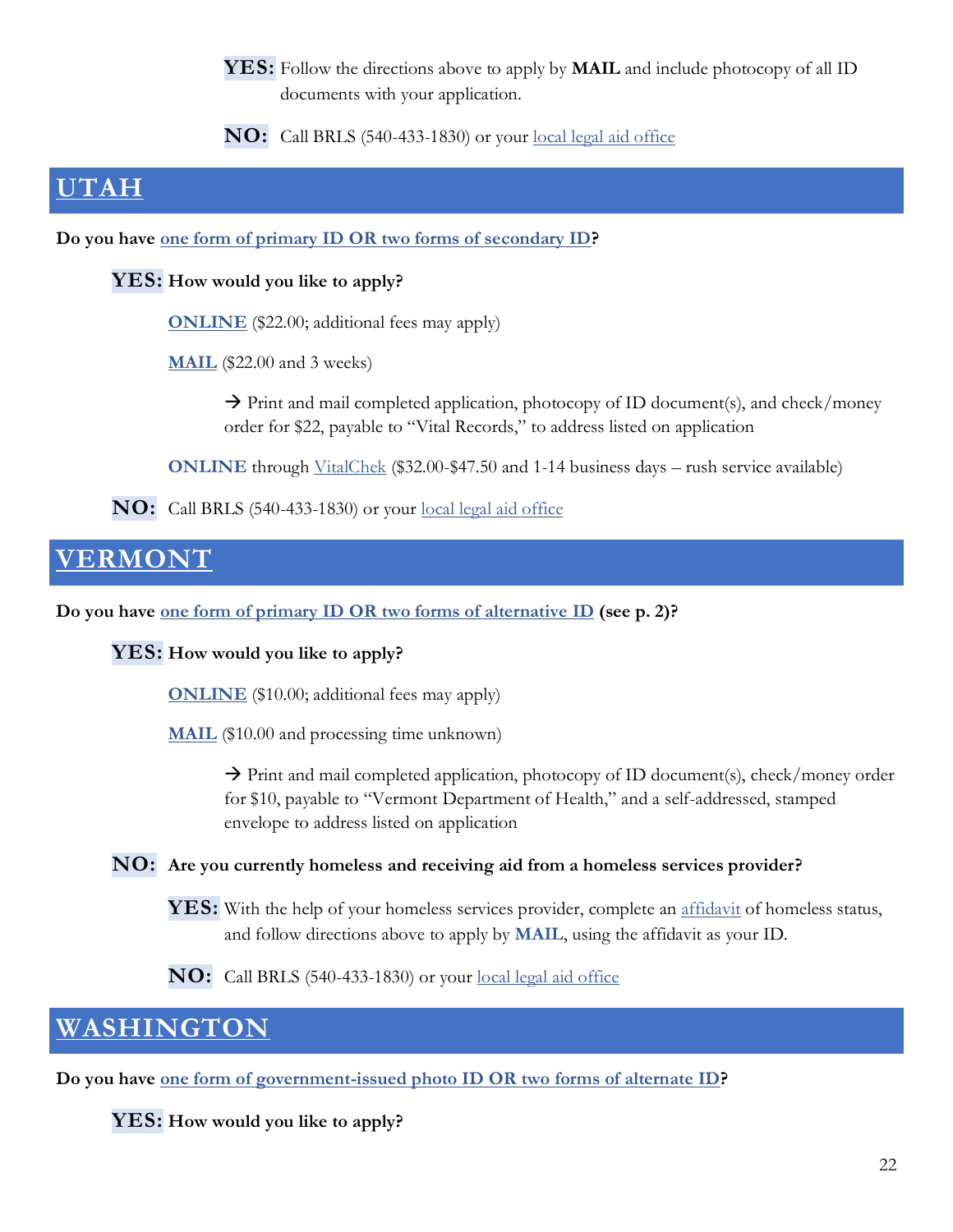**YES:** Follow the directions above to apply by **MAIL** and include photocopy of all ID documents with your application.

**NO:** Call BRLS (540-433-1830) or your local legal aid office

## UTAH

**Do you have one form of primary ID OR two forms of secondary ID?**

**YES: How would you like to apply?**

**ONLINE** ($22.00; additional fees may apply)

**MAIL** ($22.00 and 3 weeks)

→ Print and mail completed application, photocopy of ID document(s), and check/money order for $22, payable to "Vital Records," to address listed on application

**ONLINE** through VitalChek ($32.00-$47.50 and 1-14 business days – rush service available)

**NO:** Call BRLS (540-433-1830) or your local legal aid office

## VERMONT

**Do you have one form of primary ID OR two forms of alternative ID (see p. 2)?**

**YES: How would you like to apply?**

**ONLINE** ($10.00; additional fees may apply)

**MAIL** ($10.00 and processing time unknown)

→ Print and mail completed application, photocopy of ID document(s), check/money order for $10, payable to "Vermont Department of Health," and a self-addressed, stamped envelope to address listed on application

**NO: Are you currently homeless and receiving aid from a homeless services provider?**

**YES:** With the help of your homeless services provider, complete an affidavit of homeless status, and follow directions above to apply by **MAIL**, using the affidavit as your ID.

**NO:** Call BRLS (540-433-1830) or your local legal aid office

## WASHINGTON

**Do you have one form of government-issued photo ID OR two forms of alternate ID?**

**YES: How would you like to apply?**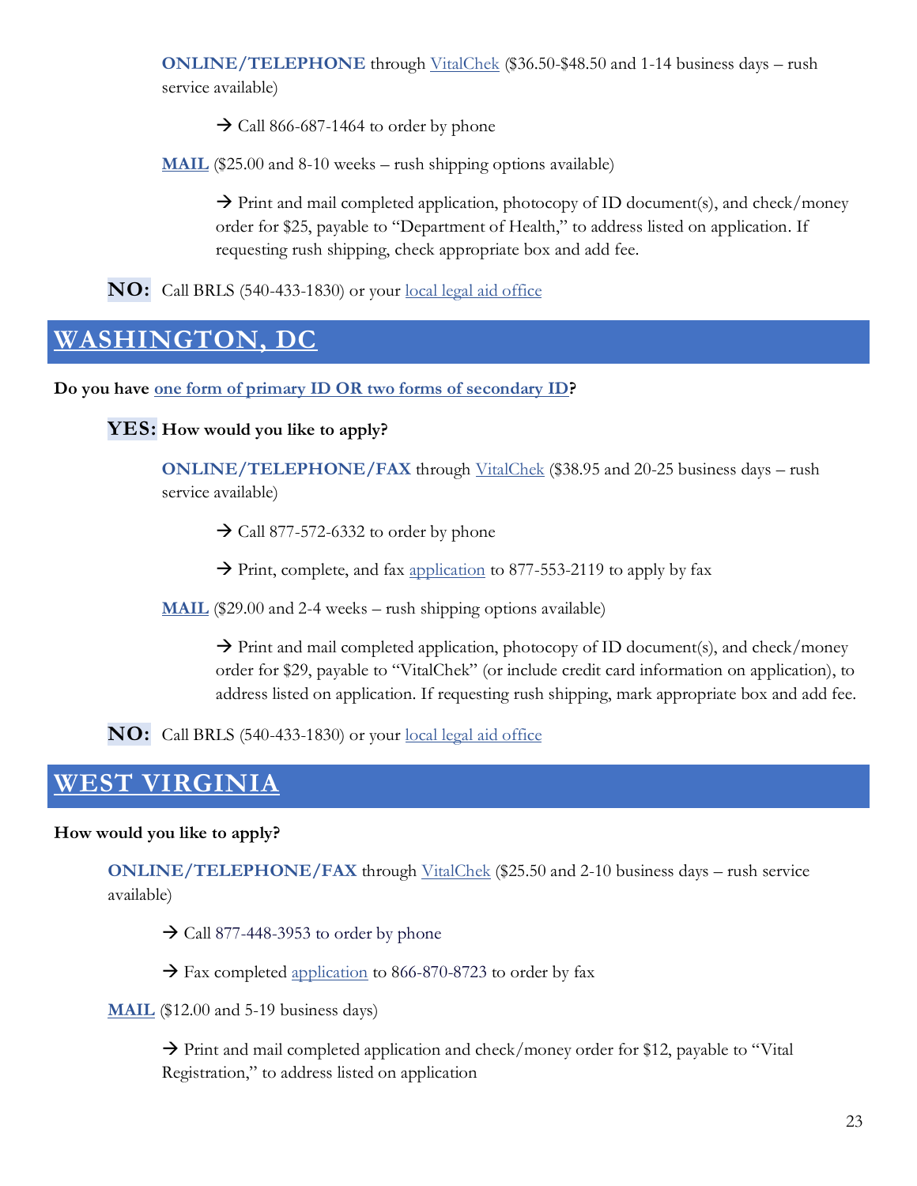**ONLINE/TELEPHONE** through VitalChek ($36.50-$48.50 and 1-14 business days – rush service available)

→ Call 866-687-1464 to order by phone

**MAIL** ($25.00 and 8-10 weeks – rush shipping options available)

→ Print and mail completed application, photocopy of ID document(s), and check/money order for $25, payable to "Department of Health," to address listed on application. If requesting rush shipping, check appropriate box and add fee.

**NO:** Call BRLS (540-433-1830) or your local legal aid office

## WASHINGTON, DC

**Do you have one form of primary ID OR two forms of secondary ID?**

**YES: How would you like to apply?**

**ONLINE/TELEPHONE/FAX** through VitalChek ($38.95 and 20-25 business days – rush service available)

→ Call 877-572-6332 to order by phone

→ Print, complete, and fax application to 877-553-2119 to apply by fax

**MAIL** ($29.00 and 2-4 weeks – rush shipping options available)

→ Print and mail completed application, photocopy of ID document(s), and check/money order for $29, payable to "VitalChek" (or include credit card information on application), to address listed on application. If requesting rush shipping, mark appropriate box and add fee.

**NO:** Call BRLS (540-433-1830) or your local legal aid office

## WEST VIRGINIA

**How would you like to apply?**

**ONLINE/TELEPHONE/FAX** through VitalChek ($25.50 and 2-10 business days – rush service available)

→ Call 877-448-3953 to order by phone

→ Fax completed application to 866-870-8723 to order by fax

**MAIL** ($12.00 and 5-19 business days)

→ Print and mail completed application and check/money order for $12, payable to "Vital Registration," to address listed on application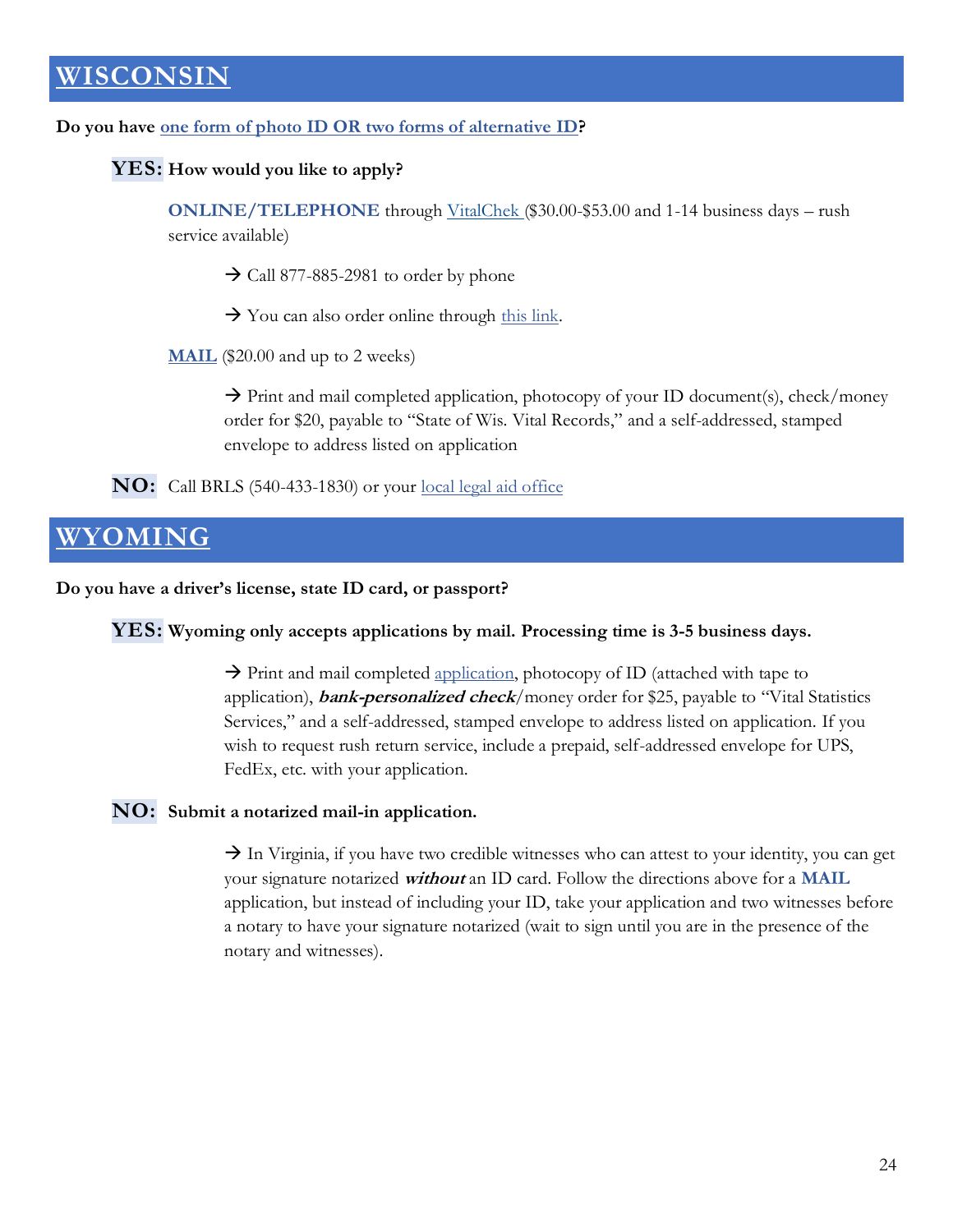## WISCONSIN

**Do you have one form of photo ID OR two forms of alternative ID?**

**YES: How would you like to apply?**

**ONLINE/TELEPHONE** through VitalChek ($30.00-$53.00 and 1-14 business days – rush service available)

→ Call 877-885-2981 to order by phone

→ You can also order online through this link.

**MAIL** ($20.00 and up to 2 weeks)

→ Print and mail completed application, photocopy of your ID document(s), check/money order for $20, payable to "State of Wis. Vital Records," and a self-addressed, stamped envelope to address listed on application

**NO:** Call BRLS (540-433-1830) or your local legal aid office

## WYOMING

**Do you have a driver's license, state ID card, or passport?**

**YES: Wyoming only accepts applications by mail. Processing time is 3-5 business days.**

→ Print and mail completed application, photocopy of ID (attached with tape to application), ***bank-personalized check***/money order for $25, payable to "Vital Statistics Services," and a self-addressed, stamped envelope to address listed on application. If you wish to request rush return service, include a prepaid, self-addressed envelope for UPS, FedEx, etc. with your application.

**NO: Submit a notarized mail-in application.**

→ In Virginia, if you have two credible witnesses who can attest to your identity, you can get your signature notarized ***without*** an ID card. Follow the directions above for a **MAIL** application, but instead of including your ID, take your application and two witnesses before a notary to have your signature notarized (wait to sign until you are in the presence of the notary and witnesses).